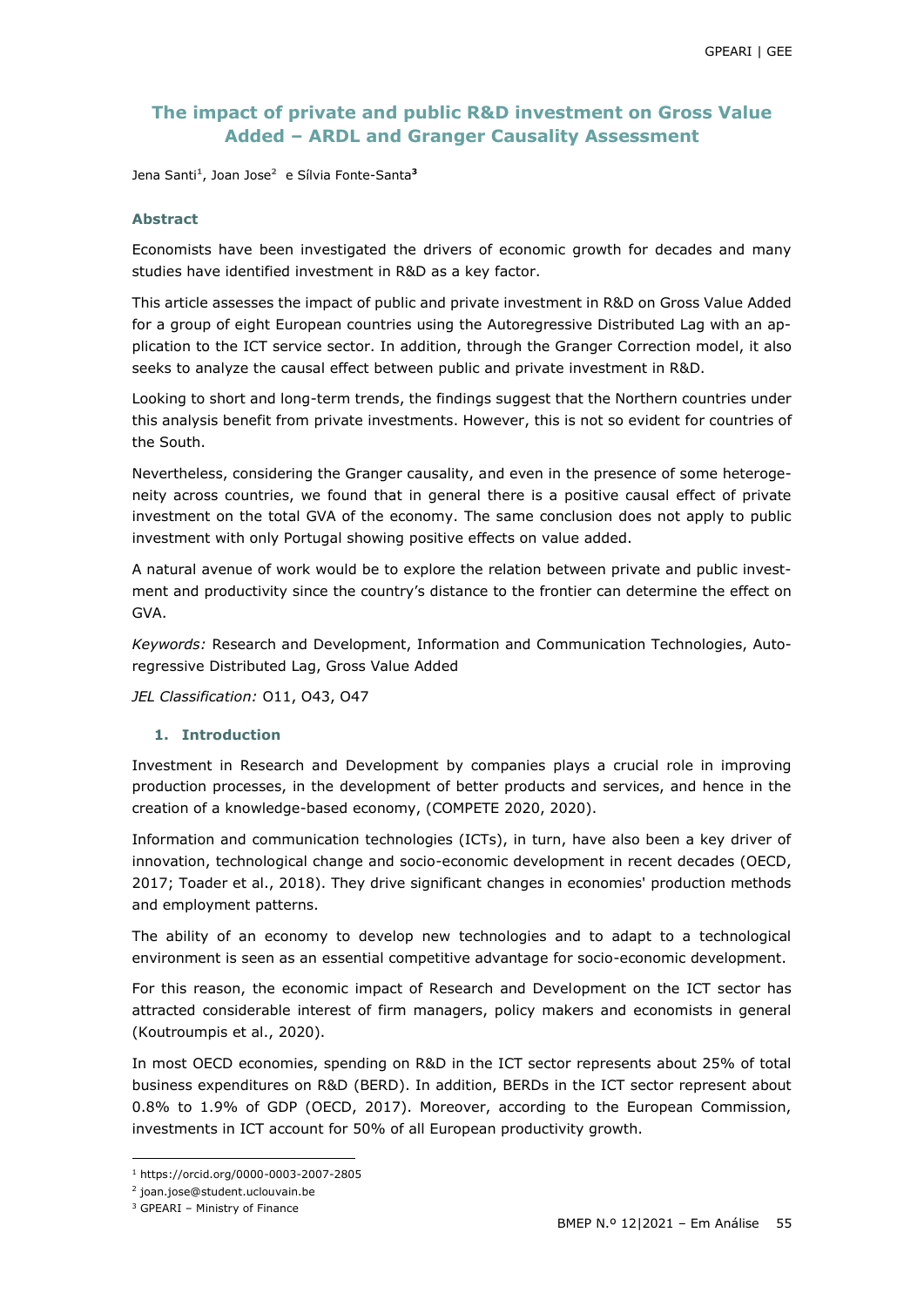# The impact of private and public R&D investment on Gross Value Added – ARDL and Granger Causality Assessment

Jena Santi[1], Joan Jose[2] e Sílvia Fonte-Santa[3]

### Abstract

Economists have been investigated the drivers of economic growth for decades and many studies have identified investment in R&D as a key factor.

This article assesses the impact of public and private investment in R&D on Gross Value Added for a group of eight European countries using the Autoregressive Distributed Lag with an application to the ICT service sector. In addition, through the Granger Correction model, it also seeks to analyze the causal effect between public and private investment in R&D.

Looking to short and long-term trends, the findings suggest that the Northern countries under this analysis benefit from private investments. However, this is not so evident for countries of the South.

Nevertheless, considering the Granger causality, and even in the presence of some heterogeneity across countries, we found that in general there is a positive causal effect of private investment on the total GVA of the economy. The same conclusion does not apply to public investment with only Portugal showing positive effects on value added.

A natural avenue of work would be to explore the relation between private and public investment and productivity since the country's distance to the frontier can determine the effect on GVA.

*Keywords:* Research and Development, Information and Communication Technologies, Autoregressive Distributed Lag, Gross Value Added

*JEL Classification:* O11, O43, O47

## 1. Introduction

Investment in Research and Development by companies plays a crucial role in improving production processes, in the development of better products and services, and hence in the creation of a knowledge-based economy, (COMPETE 2020, 2020).

Information and communication technologies (ICTs), in turn, have also been a key driver of innovation, technological change and socio-economic development in recent decades (OECD, 2017; Toader et al., 2018). They drive significant changes in economies' production methods and employment patterns.

The ability of an economy to develop new technologies and to adapt to a technological environment is seen as an essential competitive advantage for socio-economic development.

For this reason, the economic impact of Research and Development on the ICT sector has attracted considerable interest of firm managers, policy makers and economists in general (Koutroumpis et al., 2020).

In most OECD economies, spending on R&D in the ICT sector represents about 25% of total business expenditures on R&D (BERD). In addition, BERDs in the ICT sector represent about 0.8% to 1.9% of GDP (OECD, 2017). Moreover, according to the European Commission, investments in ICT account for 50% of all European productivity growth.

---

[1] https://orcid.org/0000-0003-2007-2805

[2] joan.jose@student.uclouvain.be

[3] GPEARI – Ministry of Finance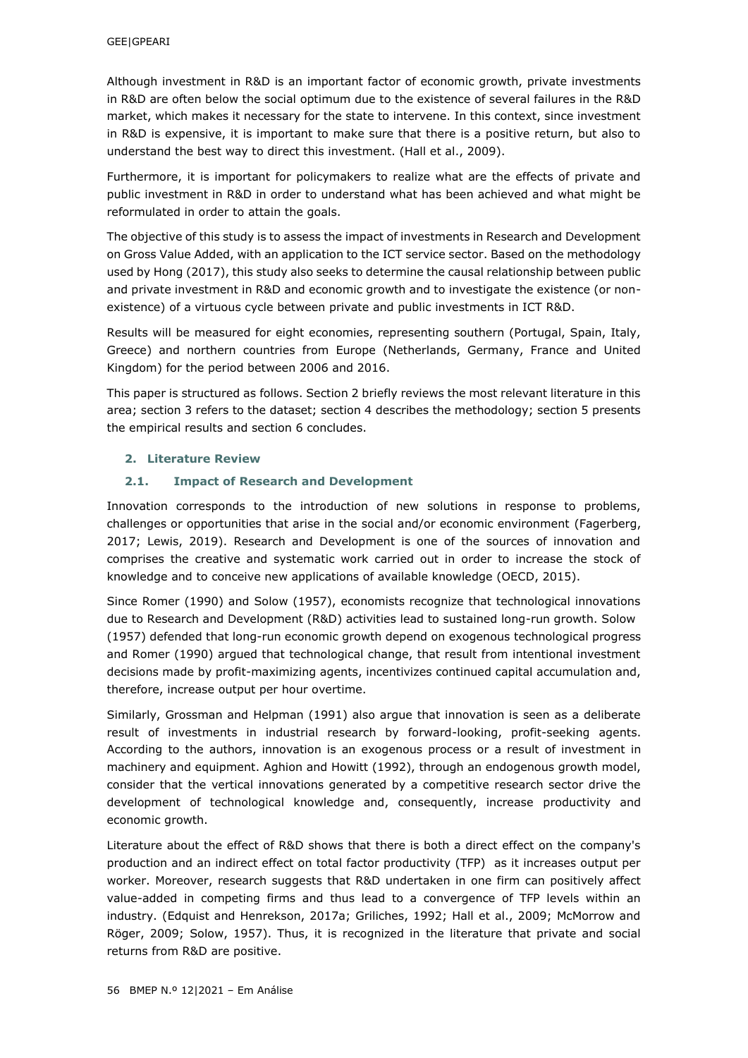Although investment in R&D is an important factor of economic growth, private investments in R&D are often below the social optimum due to the existence of several failures in the R&D market, which makes it necessary for the state to intervene. In this context, since investment in R&D is expensive, it is important to make sure that there is a positive return, but also to understand the best way to direct this investment. (Hall et al., 2009).

Furthermore, it is important for policymakers to realize what are the effects of private and public investment in R&D in order to understand what has been achieved and what might be reformulated in order to attain the goals.

The objective of this study is to assess the impact of investments in Research and Development on Gross Value Added, with an application to the ICT service sector. Based on the methodology used by Hong (2017), this study also seeks to determine the causal relationship between public and private investment in R&D and economic growth and to investigate the existence (or non-existence) of a virtuous cycle between private and public investments in ICT R&D.

Results will be measured for eight economies, representing southern (Portugal, Spain, Italy, Greece) and northern countries from Europe (Netherlands, Germany, France and United Kingdom) for the period between 2006 and 2016.

This paper is structured as follows. Section 2 briefly reviews the most relevant literature in this area; section 3 refers to the dataset; section 4 describes the methodology; section 5 presents the empirical results and section 6 concludes.

## 2. Literature Review

### 2.1. Impact of Research and Development

Innovation corresponds to the introduction of new solutions in response to problems, challenges or opportunities that arise in the social and/or economic environment (Fagerberg, 2017; Lewis, 2019). Research and Development is one of the sources of innovation and comprises the creative and systematic work carried out in order to increase the stock of knowledge and to conceive new applications of available knowledge (OECD, 2015).

Since Romer (1990) and Solow (1957), economists recognize that technological innovations due to Research and Development (R&D) activities lead to sustained long-run growth. Solow (1957) defended that long-run economic growth depend on exogenous technological progress and Romer (1990) argued that technological change, that result from intentional investment decisions made by profit-maximizing agents, incentivizes continued capital accumulation and, therefore, increase output per hour overtime.

Similarly, Grossman and Helpman (1991) also argue that innovation is seen as a deliberate result of investments in industrial research by forward-looking, profit-seeking agents. According to the authors, innovation is an exogenous process or a result of investment in machinery and equipment. Aghion and Howitt (1992), through an endogenous growth model, consider that the vertical innovations generated by a competitive research sector drive the development of technological knowledge and, consequently, increase productivity and economic growth.

Literature about the effect of R&D shows that there is both a direct effect on the company's production and an indirect effect on total factor productivity (TFP) as it increases output per worker. Moreover, research suggests that R&D undertaken in one firm can positively affect value-added in competing firms and thus lead to a convergence of TFP levels within an industry. (Edquist and Henrekson, 2017a; Griliches, 1992; Hall et al., 2009; McMorrow and Röger, 2009; Solow, 1957). Thus, it is recognized in the literature that private and social returns from R&D are positive.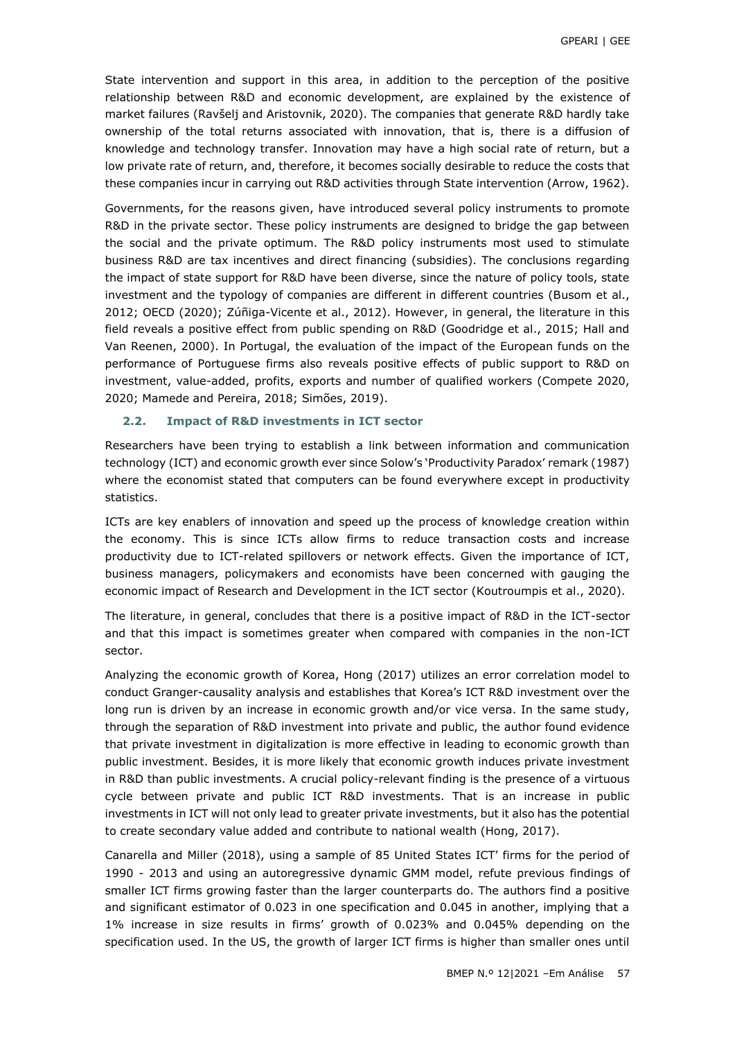State intervention and support in this area, in addition to the perception of the positive relationship between R&D and economic development, are explained by the existence of market failures (Ravšelj and Aristovnik, 2020). The companies that generate R&D hardly take ownership of the total returns associated with innovation, that is, there is a diffusion of knowledge and technology transfer. Innovation may have a high social rate of return, but a low private rate of return, and, therefore, it becomes socially desirable to reduce the costs that these companies incur in carrying out R&D activities through State intervention (Arrow, 1962).

Governments, for the reasons given, have introduced several policy instruments to promote R&D in the private sector. These policy instruments are designed to bridge the gap between the social and the private optimum. The R&D policy instruments most used to stimulate business R&D are tax incentives and direct financing (subsidies). The conclusions regarding the impact of state support for R&D have been diverse, since the nature of policy tools, state investment and the typology of companies are different in different countries (Busom et al., 2012; OECD (2020); Zúñiga-Vicente et al., 2012). However, in general, the literature in this field reveals a positive effect from public spending on R&D (Goodridge et al., 2015; Hall and Van Reenen, 2000). In Portugal, the evaluation of the impact of the European funds on the performance of Portuguese firms also reveals positive effects of public support to R&D on investment, value-added, profits, exports and number of qualified workers (Compete 2020, 2020; Mamede and Pereira, 2018; Simões, 2019).

### 2.2. Impact of R&D investments in ICT sector

Researchers have been trying to establish a link between information and communication technology (ICT) and economic growth ever since Solow's 'Productivity Paradox' remark (1987) where the economist stated that computers can be found everywhere except in productivity statistics.

ICTs are key enablers of innovation and speed up the process of knowledge creation within the economy. This is since ICTs allow firms to reduce transaction costs and increase productivity due to ICT-related spillovers or network effects. Given the importance of ICT, business managers, policymakers and economists have been concerned with gauging the economic impact of Research and Development in the ICT sector (Koutroumpis et al., 2020).

The literature, in general, concludes that there is a positive impact of R&D in the ICT-sector and that this impact is sometimes greater when compared with companies in the non-ICT sector.

Analyzing the economic growth of Korea, Hong (2017) utilizes an error correlation model to conduct Granger-causality analysis and establishes that Korea's ICT R&D investment over the long run is driven by an increase in economic growth and/or vice versa. In the same study, through the separation of R&D investment into private and public, the author found evidence that private investment in digitalization is more effective in leading to economic growth than public investment. Besides, it is more likely that economic growth induces private investment in R&D than public investments. A crucial policy-relevant finding is the presence of a virtuous cycle between private and public ICT R&D investments. That is an increase in public investments in ICT will not only lead to greater private investments, but it also has the potential to create secondary value added and contribute to national wealth (Hong, 2017).

Canarella and Miller (2018), using a sample of 85 United States ICT' firms for the period of 1990 - 2013 and using an autoregressive dynamic GMM model, refute previous findings of smaller ICT firms growing faster than the larger counterparts do. The authors find a positive and significant estimator of 0.023 in one specification and 0.045 in another, implying that a 1% increase in size results in firms' growth of 0.023% and 0.045% depending on the specification used. In the US, the growth of larger ICT firms is higher than smaller ones until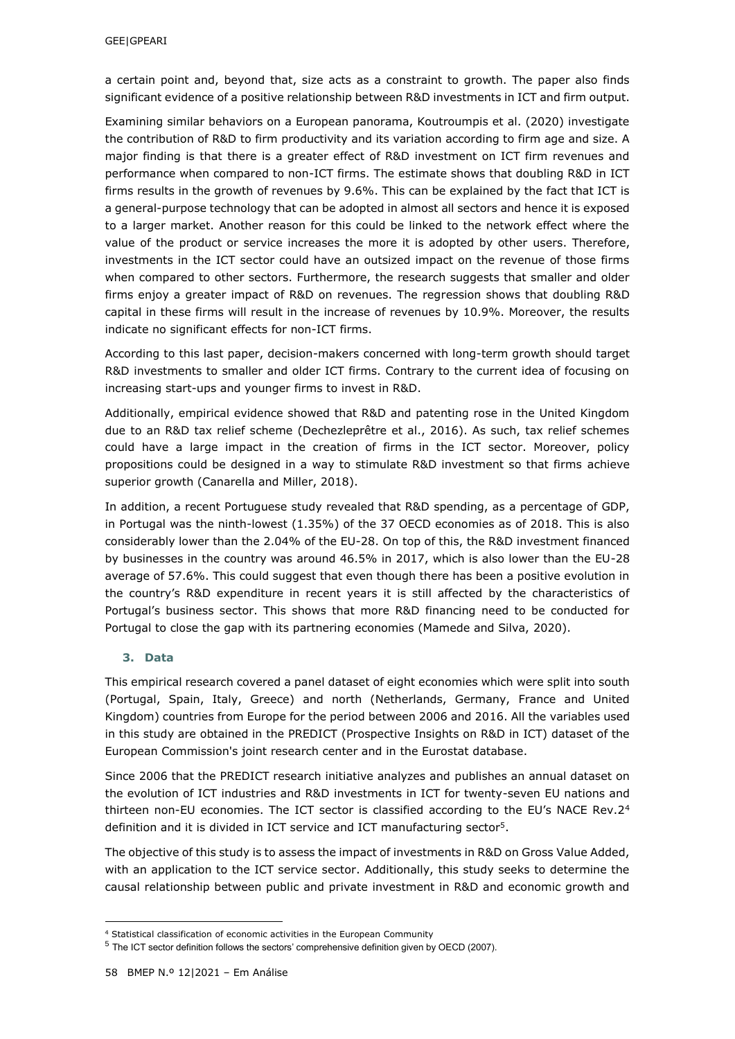a certain point and, beyond that, size acts as a constraint to growth. The paper also finds significant evidence of a positive relationship between R&D investments in ICT and firm output.

Examining similar behaviors on a European panorama, Koutroumpis et al. (2020) investigate the contribution of R&D to firm productivity and its variation according to firm age and size. A major finding is that there is a greater effect of R&D investment on ICT firm revenues and performance when compared to non-ICT firms. The estimate shows that doubling R&D in ICT firms results in the growth of revenues by 9.6%. This can be explained by the fact that ICT is a general-purpose technology that can be adopted in almost all sectors and hence it is exposed to a larger market. Another reason for this could be linked to the network effect where the value of the product or service increases the more it is adopted by other users. Therefore, investments in the ICT sector could have an outsized impact on the revenue of those firms when compared to other sectors. Furthermore, the research suggests that smaller and older firms enjoy a greater impact of R&D on revenues. The regression shows that doubling R&D capital in these firms will result in the increase of revenues by 10.9%. Moreover, the results indicate no significant effects for non-ICT firms.

According to this last paper, decision-makers concerned with long-term growth should target R&D investments to smaller and older ICT firms. Contrary to the current idea of focusing on increasing start-ups and younger firms to invest in R&D.

Additionally, empirical evidence showed that R&D and patenting rose in the United Kingdom due to an R&D tax relief scheme (Dechezleprêtre et al., 2016). As such, tax relief schemes could have a large impact in the creation of firms in the ICT sector. Moreover, policy propositions could be designed in a way to stimulate R&D investment so that firms achieve superior growth (Canarella and Miller, 2018).

In addition, a recent Portuguese study revealed that R&D spending, as a percentage of GDP, in Portugal was the ninth-lowest (1.35%) of the 37 OECD economies as of 2018. This is also considerably lower than the 2.04% of the EU-28. On top of this, the R&D investment financed by businesses in the country was around 46.5% in 2017, which is also lower than the EU-28 average of 57.6%. This could suggest that even though there has been a positive evolution in the country's R&D expenditure in recent years it is still affected by the characteristics of Portugal's business sector. This shows that more R&D financing need to be conducted for Portugal to close the gap with its partnering economies (Mamede and Silva, 2020).

## 3. Data

This empirical research covered a panel dataset of eight economies which were split into south (Portugal, Spain, Italy, Greece) and north (Netherlands, Germany, France and United Kingdom) countries from Europe for the period between 2006 and 2016. All the variables used in this study are obtained in the PREDICT (Prospective Insights on R&D in ICT) dataset of the European Commission's joint research center and in the Eurostat database.

Since 2006 that the PREDICT research initiative analyzes and publishes an annual dataset on the evolution of ICT industries and R&D investments in ICT for twenty-seven EU nations and thirteen non-EU economies. The ICT sector is classified according to the EU's NACE Rev.2[4] definition and it is divided in ICT service and ICT manufacturing sector[5].

The objective of this study is to assess the impact of investments in R&D on Gross Value Added, with an application to the ICT service sector. Additionally, this study seeks to determine the causal relationship between public and private investment in R&D and economic growth and

---

[4] Statistical classification of economic activities in the European Community

[5] The ICT sector definition follows the sectors' comprehensive definition given by OECD (2007).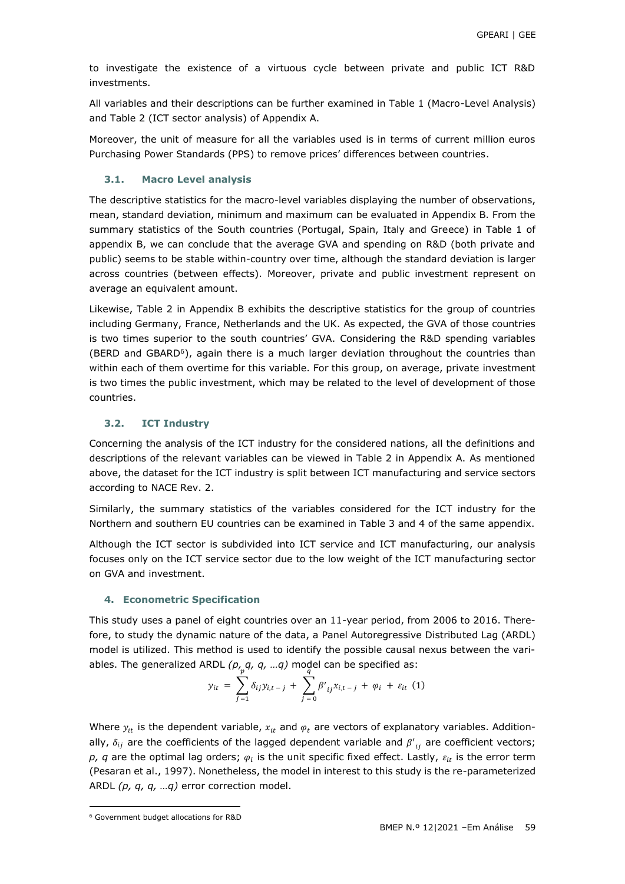to investigate the existence of a virtuous cycle between private and public ICT R&D investments.

All variables and their descriptions can be further examined in Table 1 (Macro-Level Analysis) and Table 2 (ICT sector analysis) of Appendix A.

Moreover, the unit of measure for all the variables used is in terms of current million euros Purchasing Power Standards (PPS) to remove prices' differences between countries.

### 3.1. Macro Level analysis

The descriptive statistics for the macro-level variables displaying the number of observations, mean, standard deviation, minimum and maximum can be evaluated in Appendix B. From the summary statistics of the South countries (Portugal, Spain, Italy and Greece) in Table 1 of appendix B, we can conclude that the average GVA and spending on R&D (both private and public) seems to be stable within-country over time, although the standard deviation is larger across countries (between effects). Moreover, private and public investment represent on average an equivalent amount.

Likewise, Table 2 in Appendix B exhibits the descriptive statistics for the group of countries including Germany, France, Netherlands and the UK. As expected, the GVA of those countries is two times superior to the south countries' GVA. Considering the R&D spending variables (BERD and GBARD[6]), again there is a much larger deviation throughout the countries than within each of them overtime for this variable. For this group, on average, private investment is two times the public investment, which may be related to the level of development of those countries.

### 3.2. ICT Industry

Concerning the analysis of the ICT industry for the considered nations, all the definitions and descriptions of the relevant variables can be viewed in Table 2 in Appendix A. As mentioned above, the dataset for the ICT industry is split between ICT manufacturing and service sectors according to NACE Rev. 2.

Similarly, the summary statistics of the variables considered for the ICT industry for the Northern and southern EU countries can be examined in Table 3 and 4 of the same appendix.

Although the ICT sector is subdivided into ICT service and ICT manufacturing, our analysis focuses only on the ICT service sector due to the low weight of the ICT manufacturing sector on GVA and investment.

## 4. Econometric Specification

This study uses a panel of eight countries over an 11-year period, from 2006 to 2016. Therefore, to study the dynamic nature of the data, a Panel Autoregressive Distributed Lag (ARDL) model is utilized. This method is used to identify the possible causal nexus between the variables. The generalized ARDL *(p, q, q, …q)* model can be specified as:

$$y_{it} = \sum_{j=1}^{p} \delta_{ij} y_{i,t-j} + \sum_{j=0}^{q} \beta'_{ij} x_{i,t-j} + \varphi_i + \varepsilon_{it} \quad (1)$$

Where $y_{it}$ is the dependent variable, $x_{it}$ and $\varphi_t$ are vectors of explanatory variables. Additionally, $\delta_{ij}$ are the coefficients of the lagged dependent variable and $\beta'_{ij}$ are coefficient vectors; *p, q* are the optimal lag orders; $\varphi_i$ is the unit specific fixed effect. Lastly, $\varepsilon_{it}$ is the error term (Pesaran et al., 1997). Nonetheless, the model in interest to this study is the re-parameterized ARDL *(p, q, q, …q)* error correction model.

[6] Government budget allocations for R&D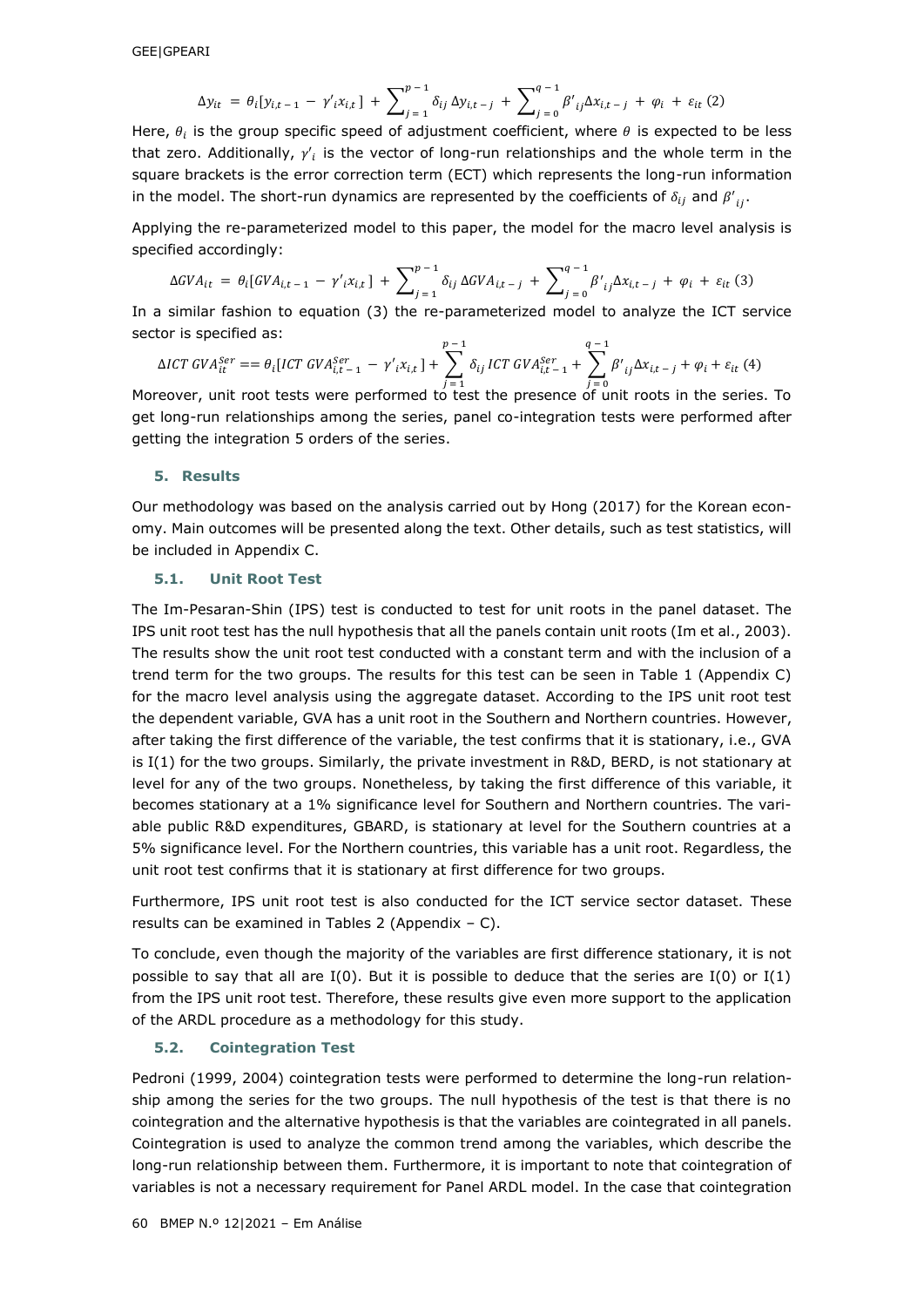$$\Delta y_{it} = \theta_i[y_{i,t-1} - \gamma'_i x_{i,t}] + \sum_{j=1}^{p-1} \delta_{ij}\, \Delta y_{i,t-j} + \sum_{j=0}^{q-1} \beta'_{ij} \Delta x_{i,t-j} + \varphi_i + \varepsilon_{it} \;(2)$$

Here, $\theta_i$ is the group specific speed of adjustment coefficient, where $\theta$ is expected to be less that zero. Additionally, $\gamma'_i$ is the vector of long-run relationships and the whole term in the square brackets is the error correction term (ECT) which represents the long-run information in the model. The short-run dynamics are represented by the coefficients of $\delta_{ij}$ and $\beta'_{ij}$.

Applying the re-parameterized model to this paper, the model for the macro level analysis is specified accordingly:

$$\Delta GVA_{it} = \theta_i[GVA_{i,t-1} - \gamma'_i x_{i,t}] + \sum_{j=1}^{p-1} \delta_{ij}\, \Delta GVA_{i,t-j} + \sum_{j=0}^{q-1} \beta'_{ij} \Delta x_{i,t-j} + \varphi_i + \varepsilon_{it} \;(3)$$

In a similar fashion to equation (3) the re-parameterized model to analyze the ICT service sector is specified as:

$$\Delta ICT\ GVA_{it}^{Ser} == \theta_i[ICT\ GVA_{i,t-1}^{Ser} - \gamma'_i x_{i,t}] + \sum_{j=1}^{p-1} \delta_{ij}\, ICT\ GVA_{i,t-1}^{Ser} + \sum_{j=0}^{q-1} \beta'_{ij} \Delta x_{i,t-j} + \varphi_i + \varepsilon_{it} \;(4)$$

Moreover, unit root tests were performed to test the presence of unit roots in the series. To get long-run relationships among the series, panel co-integration tests were performed after getting the integration 5 orders of the series.

## 5. Results

Our methodology was based on the analysis carried out by Hong (2017) for the Korean economy. Main outcomes will be presented along the text. Other details, such as test statistics, will be included in Appendix C.

### 5.1. Unit Root Test

The Im-Pesaran-Shin (IPS) test is conducted to test for unit roots in the panel dataset. The IPS unit root test has the null hypothesis that all the panels contain unit roots (Im et al., 2003). The results show the unit root test conducted with a constant term and with the inclusion of a trend term for the two groups. The results for this test can be seen in Table 1 (Appendix C) for the macro level analysis using the aggregate dataset. According to the IPS unit root test the dependent variable, GVA has a unit root in the Southern and Northern countries. However, after taking the first difference of the variable, the test confirms that it is stationary, i.e., GVA is I(1) for the two groups. Similarly, the private investment in R&D, BERD, is not stationary at level for any of the two groups. Nonetheless, by taking the first difference of this variable, it becomes stationary at a 1% significance level for Southern and Northern countries. The variable public R&D expenditures, GBARD, is stationary at level for the Southern countries at a 5% significance level. For the Northern countries, this variable has a unit root. Regardless, the unit root test confirms that it is stationary at first difference for two groups.

Furthermore, IPS unit root test is also conducted for the ICT service sector dataset. These results can be examined in Tables 2 (Appendix – C).

To conclude, even though the majority of the variables are first difference stationary, it is not possible to say that all are I(0). But it is possible to deduce that the series are I(0) or I(1) from the IPS unit root test. Therefore, these results give even more support to the application of the ARDL procedure as a methodology for this study.

### 5.2. Cointegration Test

Pedroni (1999, 2004) cointegration tests were performed to determine the long-run relationship among the series for the two groups. The null hypothesis of the test is that there is no cointegration and the alternative hypothesis is that the variables are cointegrated in all panels. Cointegration is used to analyze the common trend among the variables, which describe the long-run relationship between them. Furthermore, it is important to note that cointegration of variables is not a necessary requirement for Panel ARDL model. In the case that cointegration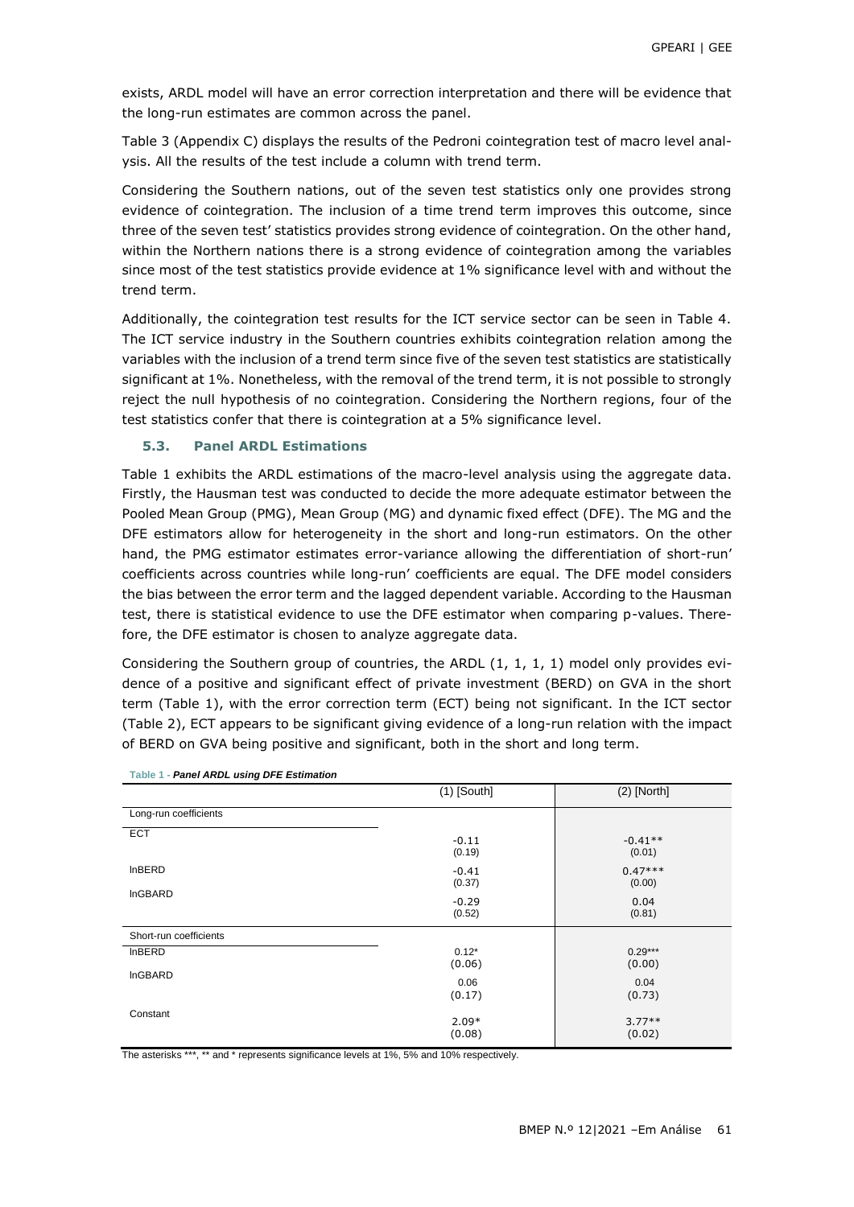exists, ARDL model will have an error correction interpretation and there will be evidence that the long-run estimates are common across the panel.

Table 3 (Appendix C) displays the results of the Pedroni cointegration test of macro level analysis. All the results of the test include a column with trend term.

Considering the Southern nations, out of the seven test statistics only one provides strong evidence of cointegration. The inclusion of a time trend term improves this outcome, since three of the seven test' statistics provides strong evidence of cointegration. On the other hand, within the Northern nations there is a strong evidence of cointegration among the variables since most of the test statistics provide evidence at 1% significance level with and without the trend term.

Additionally, the cointegration test results for the ICT service sector can be seen in Table 4. The ICT service industry in the Southern countries exhibits cointegration relation among the variables with the inclusion of a trend term since five of the seven test statistics are statistically significant at 1%. Nonetheless, with the removal of the trend term, it is not possible to strongly reject the null hypothesis of no cointegration. Considering the Northern regions, four of the test statistics confer that there is cointegration at a 5% significance level.

### 5.3. Panel ARDL Estimations

Table 1 exhibits the ARDL estimations of the macro-level analysis using the aggregate data. Firstly, the Hausman test was conducted to decide the more adequate estimator between the Pooled Mean Group (PMG), Mean Group (MG) and dynamic fixed effect (DFE). The MG and the DFE estimators allow for heterogeneity in the short and long-run estimators. On the other hand, the PMG estimator estimates error-variance allowing the differentiation of short-run' coefficients across countries while long-run' coefficients are equal. The DFE model considers the bias between the error term and the lagged dependent variable. According to the Hausman test, there is statistical evidence to use the DFE estimator when comparing p-values. Therefore, the DFE estimator is chosen to analyze aggregate data.

Considering the Southern group of countries, the ARDL (1, 1, 1, 1) model only provides evidence of a positive and significant effect of private investment (BERD) on GVA in the short term (Table 1), with the error correction term (ECT) being not significant. In the ICT sector (Table 2), ECT appears to be significant giving evidence of a long-run relation with the impact of BERD on GVA being positive and significant, both in the short and long term.

**Table 1** - ***Panel ARDL using DFE Estimation***

| | (1) [South] | (2) [North] |
|---|---|---|
| Long-run coefficients | | |
| ECT | -0.11<br>(0.19) | -0.41**<br>(0.01) |
| lnBERD | -0.41<br>(0.37) | 0.47***<br>(0.00) |
| lnGBARD | -0.29<br>(0.52) | 0.04<br>(0.81) |
| Short-run coefficients | | |
| lnBERD | 0.12*<br>(0.06) | 0.29***<br>(0.00) |
| lnGBARD | 0.06<br>(0.17) | 0.04<br>(0.73) |
| Constant | 2.09*<br>(0.08) | 3.77**<br>(0.02) |

The asterisks ***, ** and * represents significance levels at 1%, 5% and 10% respectively.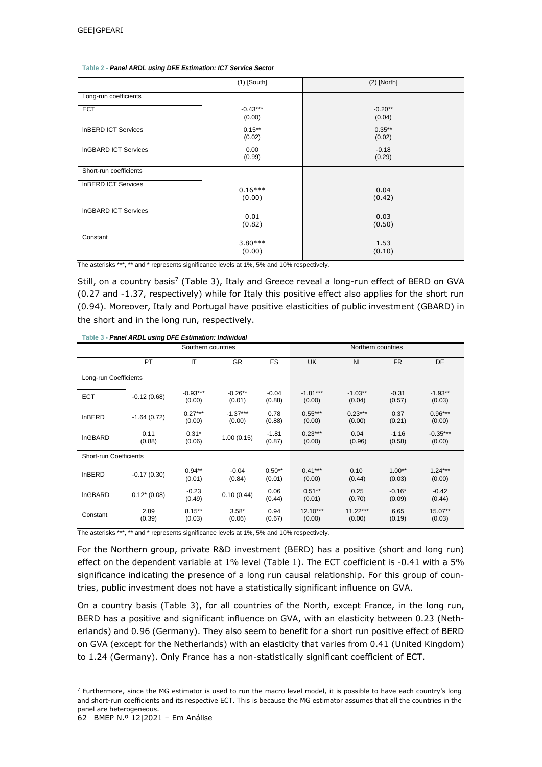**Table 2 - *Panel ARDL using DFE Estimation: ICT Service Sector***

| | (1) [South] | (2) [North] |
|---|---|---|
| Long-run coefficients | | |
| ECT | -0.43*** (0.00) | -0.20** (0.04) |
| lnBERD ICT Services | 0.15** (0.02) | 0.35** (0.02) |
| lnGBARD ICT Services | 0.00 (0.99) | -0.18 (0.29) |
| Short-run coefficients | | |
| lnBERD ICT Services | 0.16*** (0.00) | 0.04 (0.42) |
| lnGBARD ICT Services | 0.01 (0.82) | 0.03 (0.50) |
| Constant | 3.80*** (0.00) | 1.53 (0.10) |

The asterisks ***, ** and * represents significance levels at 1%, 5% and 10% respectively.

Still, on a country basis[7] (Table 3), Italy and Greece reveal a long-run effect of BERD on GVA (0.27 and -1.37, respectively) while for Italy this positive effect also applies for the short run (0.94). Moreover, Italy and Portugal have positive elasticities of public investment (GBARD) in the short and in the long run, respectively.

**Table 3 - *Panel ARDL using DFE Estimation: Individual***

| | Southern countries | | | | Northern countries | | | |
|---|---|---|---|---|---|---|---|---|
| | PT | IT | GR | ES | UK | NL | FR | DE |
| Long-run Coefficients | | | | | | | | |
| ECT | -0.12 (0.68) | -0.93*** (0.00) | -0.26** (0.01) | -0.04 (0.88) | -1.81*** (0.00) | -1.03** (0.04) | -0.31 (0.57) | -1.93** (0.03) |
| lnBERD | -1.64 (0.72) | 0.27*** (0.00) | -1.37*** (0.00) | 0.78 (0.88) | 0.55*** (0.00) | 0.23*** (0.00) | 0.37 (0.21) | 0.96*** (0.00) |
| lnGBARD | 0.11 (0.88) | 0.31* (0.06) | 1.00 (0.15) | -1.81 (0.87) | 0.23*** (0.00) | 0.04 (0.96) | -1.16 (0.58) | -0.35*** (0.00) |
| Short-run Coefficients | | | | | | | | |
| lnBERD | -0.17 (0.30) | 0.94** (0.01) | -0.04 (0.84) | 0.50** (0.01) | 0.41*** (0.00) | 0.10 (0.44) | 1.00** (0.03) | 1.24*** (0.00) |
| lnGBARD | 0.12* (0.08) | -0.23 (0.49) | 0.10 (0.44) | 0.06 (0.44) | 0.51** (0.01) | 0.25 (0.70) | -0.16* (0.09) | -0.42 (0.44) |
| Constant | 2.89 (0.39) | 8.15** (0.03) | 3.58* (0.06) | 0.94 (0.67) | 12.10*** (0.00) | 11.22*** (0.00) | 6.65 (0.19) | 15.07** (0.03) |

The asterisks ***, ** and * represents significance levels at 1%, 5% and 10% respectively.

For the Northern group, private R&D investment (BERD) has a positive (short and long run) effect on the dependent variable at 1% level (Table 1). The ECT coefficient is -0.41 with a 5% significance indicating the presence of a long run causal relationship. For this group of countries, public investment does not have a statistically significant influence on GVA.

On a country basis (Table 3), for all countries of the North, except France, in the long run, BERD has a positive and significant influence on GVA, with an elasticity between 0.23 (Netherlands) and 0.96 (Germany). They also seem to benefit for a short run positive effect of BERD on GVA (except for the Netherlands) with an elasticity that varies from 0.41 (United Kingdom) to 1.24 (Germany). Only France has a non-statistically significant coefficient of ECT.

[7] Furthermore, since the MG estimator is used to run the macro level model, it is possible to have each country's long and short-run coefficients and its respective ECT. This is because the MG estimator assumes that all the countries in the panel are heterogeneous.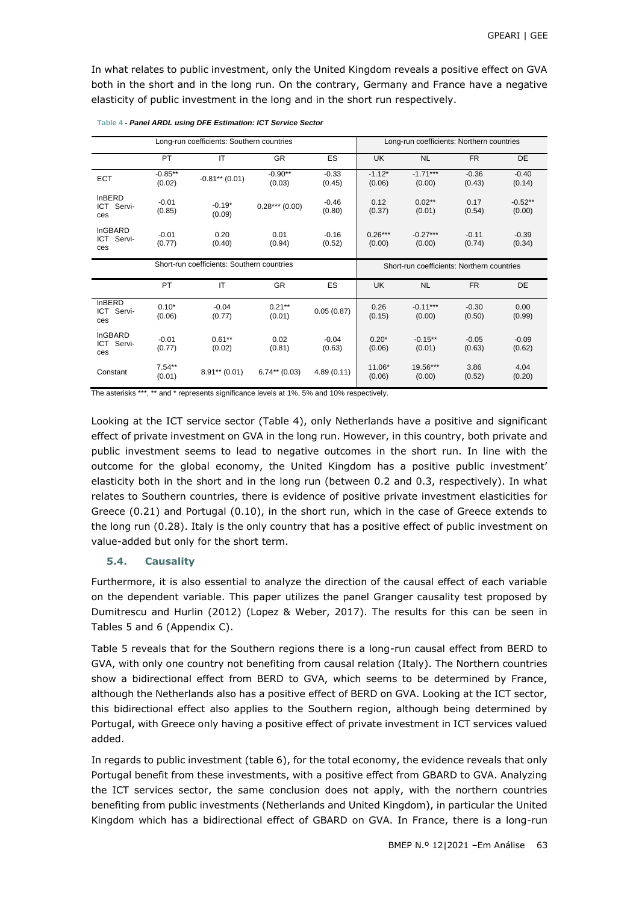In what relates to public investment, only the United Kingdom reveals a positive effect on GVA both in the short and in the long run. On the contrary, Germany and France have a negative elasticity of public investment in the long and in the short run respectively.

**Table 4 - *Panel ARDL using DFE Estimation: ICT Service Sector***

| | Long-run coefficients: Southern countries | | | | Long-run coefficients: Northern countries | | | |
|---|---|---|---|---|---|---|---|---|
| | PT | IT | GR | ES | UK | NL | FR | DE |
| ECT | -0.85** (0.02) | -0.81** (0.01) | -0.90** (0.03) | -0.33 (0.45) | -1.12* (0.06) | -1.71*** (0.00) | -0.36 (0.43) | -0.40 (0.14) |
| lnBERD ICT Services | -0.01 (0.85) | -0.19* (0.09) | 0.28*** (0.00) | -0.46 (0.80) | 0.12 (0.37) | 0.02** (0.01) | 0.17 (0.54) | -0.52** (0.00) |
| lnGBARD ICT Services | -0.01 (0.77) | 0.20 (0.40) | 0.01 (0.94) | -0.16 (0.52) | 0.26*** (0.00) | -0.27*** (0.00) | -0.11 (0.74) | -0.39 (0.34) |
| | **Short-run coefficients: Southern countries** | | | | **Short-run coefficients: Northern countries** | | | |
| | PT | IT | GR | ES | UK | NL | FR | DE |
| lnBERD ICT Services | 0.10* (0.06) | -0.04 (0.77) | 0.21** (0.01) | 0.05 (0.87) | 0.26 (0.15) | -0.11*** (0.00) | -0.30 (0.50) | 0.00 (0.99) |
| lnGBARD ICT Services | -0.01 (0.77) | 0.61** (0.02) | 0.02 (0.81) | -0.04 (0.63) | 0.20* (0.06) | -0.15** (0.01) | -0.05 (0.63) | -0.09 (0.62) |
| Constant | 7.54** (0.01) | 8.91** (0.01) | 6.74** (0.03) | 4.89 (0.11) | 11.06* (0.06) | 19.56*** (0.00) | 3.86 (0.52) | 4.04 (0.20) |

The asterisks ***, ** and * represents significance levels at 1%, 5% and 10% respectively.

Looking at the ICT service sector (Table 4), only Netherlands have a positive and significant effect of private investment on GVA in the long run. However, in this country, both private and public investment seems to lead to negative outcomes in the short run. In line with the outcome for the global economy, the United Kingdom has a positive public investment' elasticity both in the short and in the long run (between 0.2 and 0.3, respectively). In what relates to Southern countries, there is evidence of positive private investment elasticities for Greece (0.21) and Portugal (0.10), in the short run, which in the case of Greece extends to the long run (0.28). Italy is the only country that has a positive effect of public investment on value-added but only for the short term.

### 5.4. Causality

Furthermore, it is also essential to analyze the direction of the causal effect of each variable on the dependent variable. This paper utilizes the panel Granger causality test proposed by Dumitrescu and Hurlin (2012) (Lopez & Weber, 2017). The results for this can be seen in Tables 5 and 6 (Appendix C).

Table 5 reveals that for the Southern regions there is a long-run causal effect from BERD to GVA, with only one country not benefiting from causal relation (Italy). The Northern countries show a bidirectional effect from BERD to GVA, which seems to be determined by France, although the Netherlands also has a positive effect of BERD on GVA. Looking at the ICT sector, this bidirectional effect also applies to the Southern region, although being determined by Portugal, with Greece only having a positive effect of private investment in ICT services valued added.

In regards to public investment (table 6), for the total economy, the evidence reveals that only Portugal benefit from these investments, with a positive effect from GBARD to GVA. Analyzing the ICT services sector, the same conclusion does not apply, with the northern countries benefiting from public investments (Netherlands and United Kingdom), in particular the United Kingdom which has a bidirectional effect of GBARD on GVA. In France, there is a long-run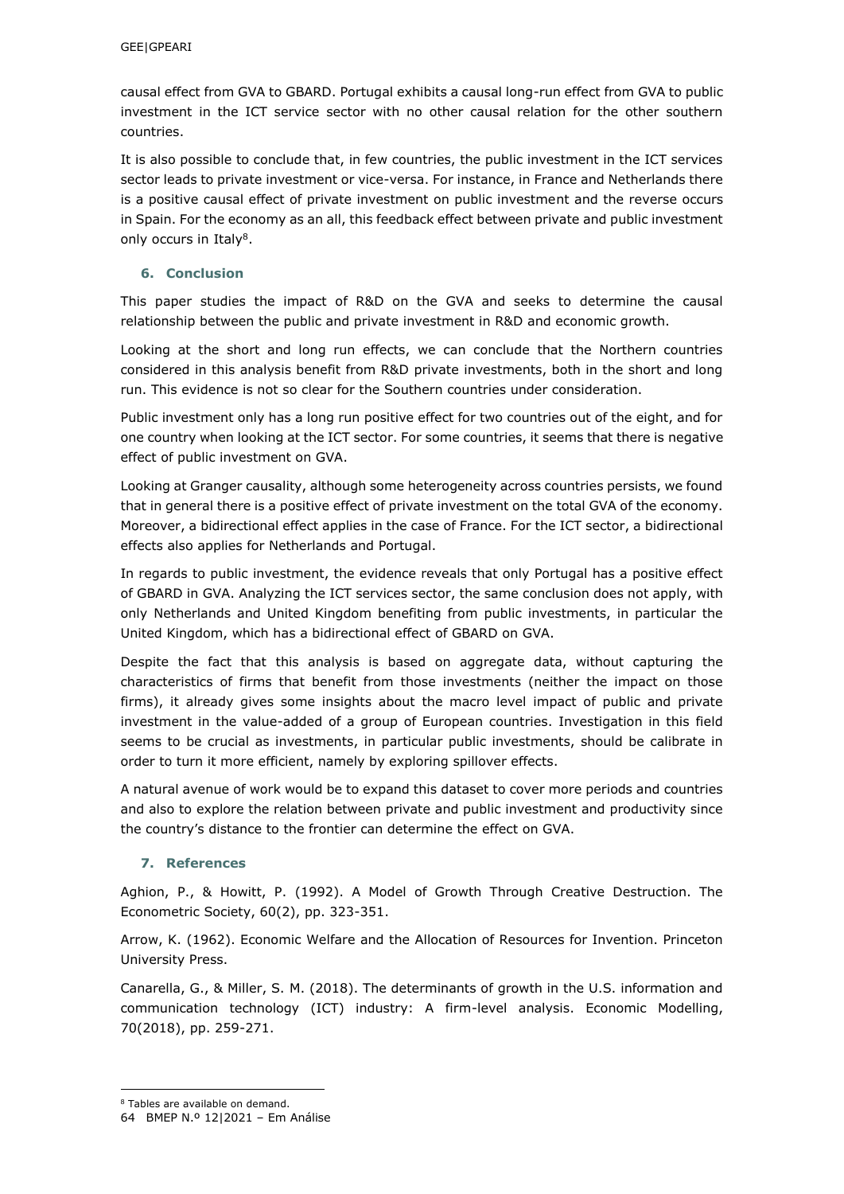causal effect from GVA to GBARD. Portugal exhibits a causal long-run effect from GVA to public investment in the ICT service sector with no other causal relation for the other southern countries.

It is also possible to conclude that, in few countries, the public investment in the ICT services sector leads to private investment or vice-versa. For instance, in France and Netherlands there is a positive causal effect of private investment on public investment and the reverse occurs in Spain. For the economy as an all, this feedback effect between private and public investment only occurs in Italy[8].

## 6. Conclusion

This paper studies the impact of R&D on the GVA and seeks to determine the causal relationship between the public and private investment in R&D and economic growth.

Looking at the short and long run effects, we can conclude that the Northern countries considered in this analysis benefit from R&D private investments, both in the short and long run. This evidence is not so clear for the Southern countries under consideration.

Public investment only has a long run positive effect for two countries out of the eight, and for one country when looking at the ICT sector. For some countries, it seems that there is negative effect of public investment on GVA.

Looking at Granger causality, although some heterogeneity across countries persists, we found that in general there is a positive effect of private investment on the total GVA of the economy. Moreover, a bidirectional effect applies in the case of France. For the ICT sector, a bidirectional effects also applies for Netherlands and Portugal.

In regards to public investment, the evidence reveals that only Portugal has a positive effect of GBARD in GVA. Analyzing the ICT services sector, the same conclusion does not apply, with only Netherlands and United Kingdom benefiting from public investments, in particular the United Kingdom, which has a bidirectional effect of GBARD on GVA.

Despite the fact that this analysis is based on aggregate data, without capturing the characteristics of firms that benefit from those investments (neither the impact on those firms), it already gives some insights about the macro level impact of public and private investment in the value-added of a group of European countries. Investigation in this field seems to be crucial as investments, in particular public investments, should be calibrate in order to turn it more efficient, namely by exploring spillover effects.

A natural avenue of work would be to expand this dataset to cover more periods and countries and also to explore the relation between private and public investment and productivity since the country's distance to the frontier can determine the effect on GVA.

## 7. References

Aghion, P., & Howitt, P. (1992). A Model of Growth Through Creative Destruction. The Econometric Society, 60(2), pp. 323-351.

Arrow, K. (1962). Economic Welfare and the Allocation of Resources for Invention. Princeton University Press.

Canarella, G., & Miller, S. M. (2018). The determinants of growth in the U.S. information and communication technology (ICT) industry: A firm-level analysis. Economic Modelling, 70(2018), pp. 259-271.

[8] Tables are available on demand.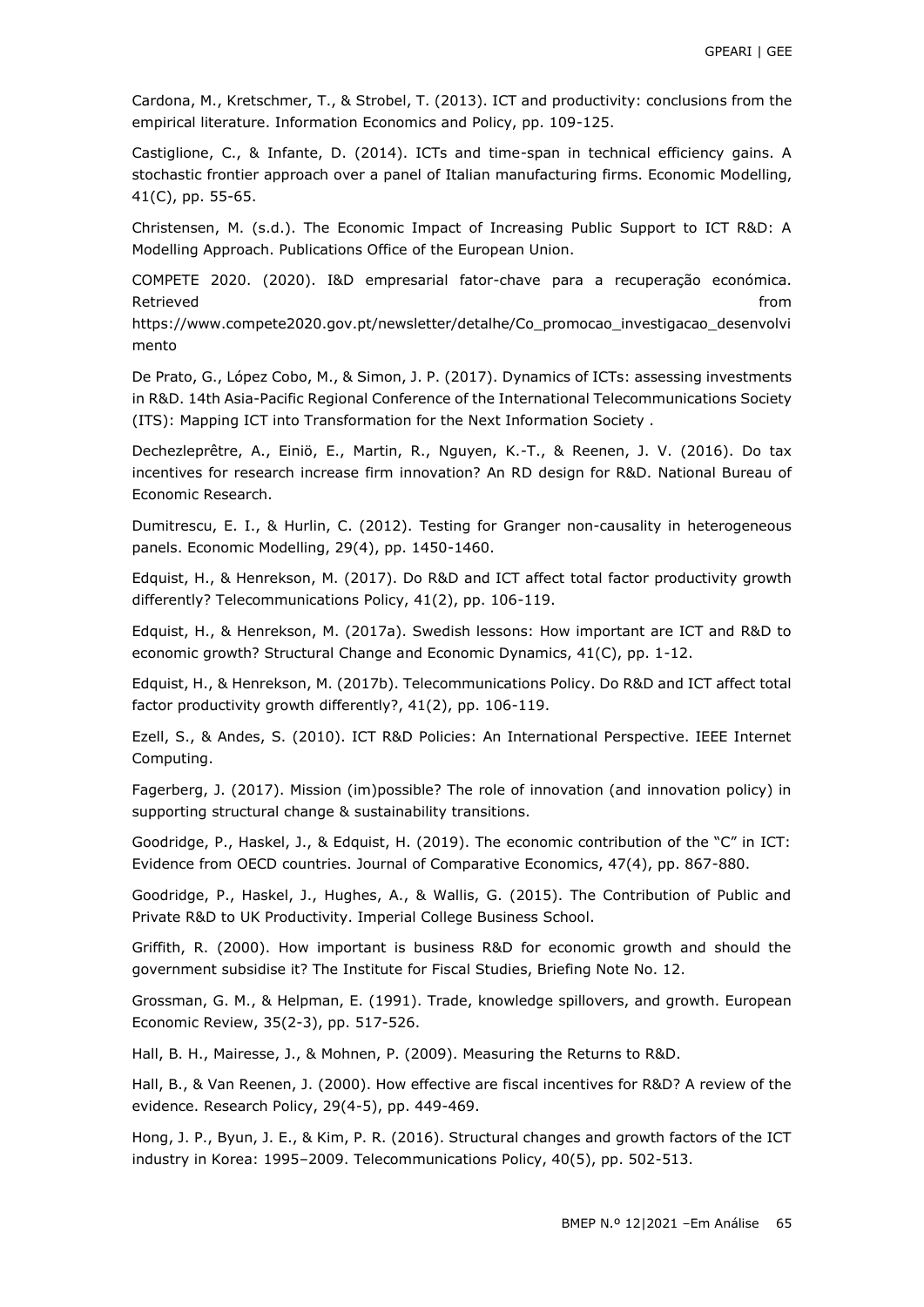Cardona, M., Kretschmer, T., & Strobel, T. (2013). ICT and productivity: conclusions from the empirical literature. Information Economics and Policy, pp. 109-125.

Castiglione, C., & Infante, D. (2014). ICTs and time-span in technical efficiency gains. A stochastic frontier approach over a panel of Italian manufacturing firms. Economic Modelling, 41(C), pp. 55-65.

Christensen, M. (s.d.). The Economic Impact of Increasing Public Support to ICT R&D: A Modelling Approach. Publications Office of the European Union.

COMPETE 2020. (2020). I&D empresarial fator-chave para a recuperação económica. Retrieved from https://www.compete2020.gov.pt/newsletter/detalhe/Co_promocao_investigacao_desenvolvimento

De Prato, G., López Cobo, M., & Simon, J. P. (2017). Dynamics of ICTs: assessing investments in R&D. 14th Asia-Pacific Regional Conference of the International Telecommunications Society (ITS): Mapping ICT into Transformation for the Next Information Society .

Dechezleprêtre, A., Einiö, E., Martin, R., Nguyen, K.-T., & Reenen, J. V. (2016). Do tax incentives for research increase firm innovation? An RD design for R&D. National Bureau of Economic Research.

Dumitrescu, E. I., & Hurlin, C. (2012). Testing for Granger non-causality in heterogeneous panels. Economic Modelling, 29(4), pp. 1450-1460.

Edquist, H., & Henrekson, M. (2017). Do R&D and ICT affect total factor productivity growth differently? Telecommunications Policy, 41(2), pp. 106-119.

Edquist, H., & Henrekson, M. (2017a). Swedish lessons: How important are ICT and R&D to economic growth? Structural Change and Economic Dynamics, 41(C), pp. 1-12.

Edquist, H., & Henrekson, M. (2017b). Telecommunications Policy. Do R&D and ICT affect total factor productivity growth differently?, 41(2), pp. 106-119.

Ezell, S., & Andes, S. (2010). ICT R&D Policies: An International Perspective. IEEE Internet Computing.

Fagerberg, J. (2017). Mission (im)possible? The role of innovation (and innovation policy) in supporting structural change & sustainability transitions.

Goodridge, P., Haskel, J., & Edquist, H. (2019). The economic contribution of the "C" in ICT: Evidence from OECD countries. Journal of Comparative Economics, 47(4), pp. 867-880.

Goodridge, P., Haskel, J., Hughes, A., & Wallis, G. (2015). The Contribution of Public and Private R&D to UK Productivity. Imperial College Business School.

Griffith, R. (2000). How important is business R&D for economic growth and should the government subsidise it? The Institute for Fiscal Studies, Briefing Note No. 12.

Grossman, G. M., & Helpman, E. (1991). Trade, knowledge spillovers, and growth. European Economic Review, 35(2-3), pp. 517-526.

Hall, B. H., Mairesse, J., & Mohnen, P. (2009). Measuring the Returns to R&D.

Hall, B., & Van Reenen, J. (2000). How effective are fiscal incentives for R&D? A review of the evidence. Research Policy, 29(4-5), pp. 449-469.

Hong, J. P., Byun, J. E., & Kim, P. R. (2016). Structural changes and growth factors of the ICT industry in Korea: 1995–2009. Telecommunications Policy, 40(5), pp. 502-513.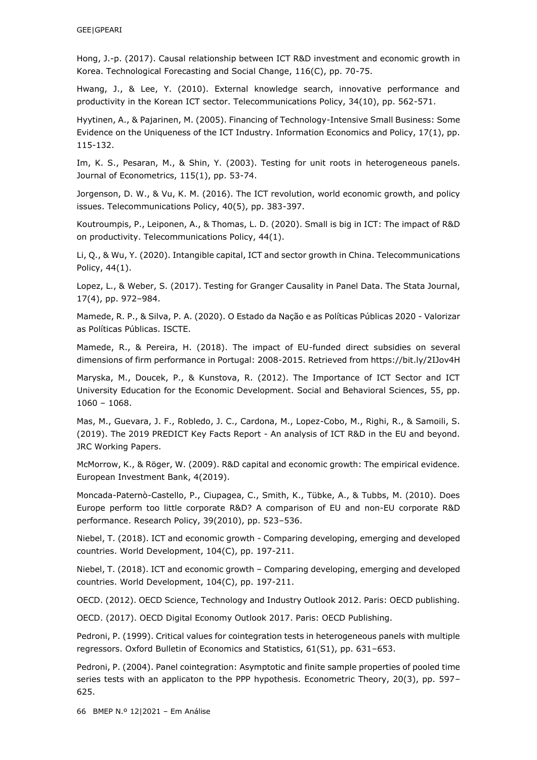Hong, J.-p. (2017). Causal relationship between ICT R&D investment and economic growth in Korea. Technological Forecasting and Social Change, 116(C), pp. 70-75.

Hwang, J., & Lee, Y. (2010). External knowledge search, innovative performance and productivity in the Korean ICT sector. Telecommunications Policy, 34(10), pp. 562-571.

Hyytinen, A., & Pajarinen, M. (2005). Financing of Technology-Intensive Small Business: Some Evidence on the Uniqueness of the ICT Industry. Information Economics and Policy, 17(1), pp. 115-132.

Im, K. S., Pesaran, M., & Shin, Y. (2003). Testing for unit roots in heterogeneous panels. Journal of Econometrics, 115(1), pp. 53-74.

Jorgenson, D. W., & Vu, K. M. (2016). The ICT revolution, world economic growth, and policy issues. Telecommunications Policy, 40(5), pp. 383-397.

Koutroumpis, P., Leiponen, A., & Thomas, L. D. (2020). Small is big in ICT: The impact of R&D on productivity. Telecommunications Policy, 44(1).

Li, Q., & Wu, Y. (2020). Intangible capital, ICT and sector growth in China. Telecommunications Policy, 44(1).

Lopez, L., & Weber, S. (2017). Testing for Granger Causality in Panel Data. The Stata Journal, 17(4), pp. 972–984.

Mamede, R. P., & Silva, P. A. (2020). O Estado da Nação e as Políticas Públicas 2020 - Valorizar as Políticas Públicas. ISCTE.

Mamede, R., & Pereira, H. (2018). The impact of EU-funded direct subsidies on several dimensions of firm performance in Portugal: 2008-2015. Retrieved from https://bit.ly/2IJov4H

Maryska, M., Doucek, P., & Kunstova, R. (2012). The Importance of ICT Sector and ICT University Education for the Economic Development. Social and Behavioral Sciences, 55, pp. 1060 – 1068.

Mas, M., Guevara, J. F., Robledo, J. C., Cardona, M., Lopez-Cobo, M., Righi, R., & Samoili, S. (2019). The 2019 PREDICT Key Facts Report - An analysis of ICT R&D in the EU and beyond. JRC Working Papers.

McMorrow, K., & Röger, W. (2009). R&D capital and economic growth: The empirical evidence. European Investment Bank, 4(2019).

Moncada-Paternò-Castello, P., Ciupagea, C., Smith, K., Tübke, A., & Tubbs, M. (2010). Does Europe perform too little corporate R&D? A comparison of EU and non-EU corporate R&D performance. Research Policy, 39(2010), pp. 523–536.

Niebel, T. (2018). ICT and economic growth - Comparing developing, emerging and developed countries. World Development, 104(C), pp. 197-211.

Niebel, T. (2018). ICT and economic growth – Comparing developing, emerging and developed countries. World Development, 104(C), pp. 197-211.

OECD. (2012). OECD Science, Technology and Industry Outlook 2012. Paris: OECD publishing.

OECD. (2017). OECD Digital Economy Outlook 2017. Paris: OECD Publishing.

Pedroni, P. (1999). Critical values for cointegration tests in heterogeneous panels with multiple regressors. Oxford Bulletin of Economics and Statistics, 61(S1), pp. 631–653.

Pedroni, P. (2004). Panel cointegration: Asymptotic and finite sample properties of pooled time series tests with an applicaton to the PPP hypothesis. Econometric Theory, 20(3), pp. 597–625.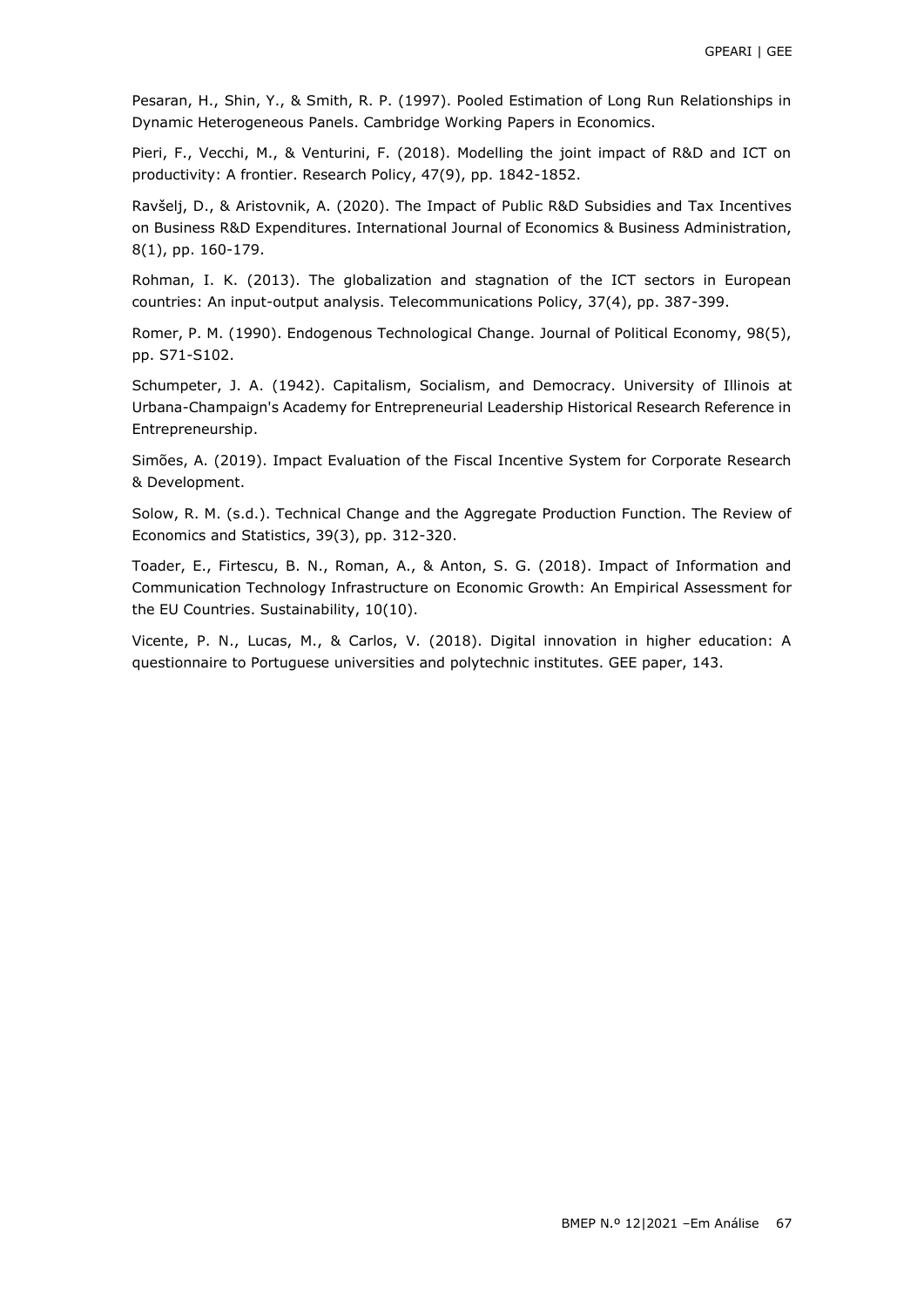Pesaran, H., Shin, Y., & Smith, R. P. (1997). Pooled Estimation of Long Run Relationships in Dynamic Heterogeneous Panels. Cambridge Working Papers in Economics.

Pieri, F., Vecchi, M., & Venturini, F. (2018). Modelling the joint impact of R&D and ICT on productivity: A frontier. Research Policy, 47(9), pp. 1842-1852.

Ravšelj, D., & Aristovnik, A. (2020). The Impact of Public R&D Subsidies and Tax Incentives on Business R&D Expenditures. International Journal of Economics & Business Administration, 8(1), pp. 160-179.

Rohman, I. K. (2013). The globalization and stagnation of the ICT sectors in European countries: An input-output analysis. Telecommunications Policy, 37(4), pp. 387-399.

Romer, P. M. (1990). Endogenous Technological Change. Journal of Political Economy, 98(5), pp. S71-S102.

Schumpeter, J. A. (1942). Capitalism, Socialism, and Democracy. University of Illinois at Urbana-Champaign's Academy for Entrepreneurial Leadership Historical Research Reference in Entrepreneurship.

Simões, A. (2019). Impact Evaluation of the Fiscal Incentive System for Corporate Research & Development.

Solow, R. M. (s.d.). Technical Change and the Aggregate Production Function. The Review of Economics and Statistics, 39(3), pp. 312-320.

Toader, E., Firtescu, B. N., Roman, A., & Anton, S. G. (2018). Impact of Information and Communication Technology Infrastructure on Economic Growth: An Empirical Assessment for the EU Countries. Sustainability, 10(10).

Vicente, P. N., Lucas, M., & Carlos, V. (2018). Digital innovation in higher education: A questionnaire to Portuguese universities and polytechnic institutes. GEE paper, 143.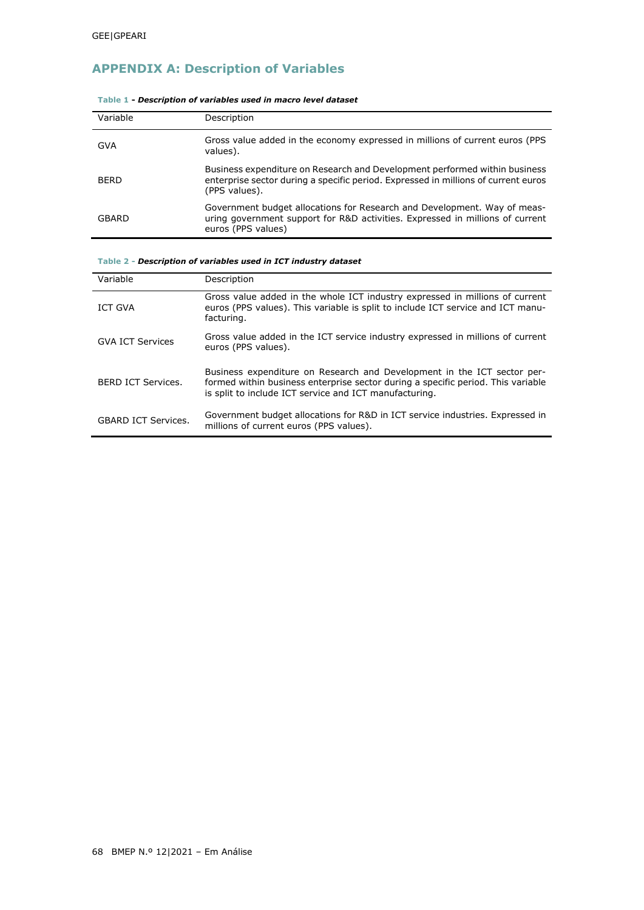## APPENDIX A: Description of Variables

**Table 1** - ***Description of variables used in macro level dataset***

| Variable | Description |
|---|---|
| GVA | Gross value added in the economy expressed in millions of current euros (PPS values). |
| BERD | Business expenditure on Research and Development performed within business enterprise sector during a specific period. Expressed in millions of current euros (PPS values). |
| GBARD | Government budget allocations for Research and Development. Way of measuring government support for R&D activities. Expressed in millions of current euros (PPS values) |

**Table 2** - ***Description of variables used in ICT industry dataset***

| Variable | Description |
|---|---|
| ICT GVA | Gross value added in the whole ICT industry expressed in millions of current euros (PPS values). This variable is split to include ICT service and ICT manufacturing. |
| GVA ICT Services | Gross value added in the ICT service industry expressed in millions of current euros (PPS values). |
| BERD ICT Services. | Business expenditure on Research and Development in the ICT sector performed within business enterprise sector during a specific period. This variable is split to include ICT service and ICT manufacturing. |
| GBARD ICT Services. | Government budget allocations for R&D in ICT service industries. Expressed in millions of current euros (PPS values). |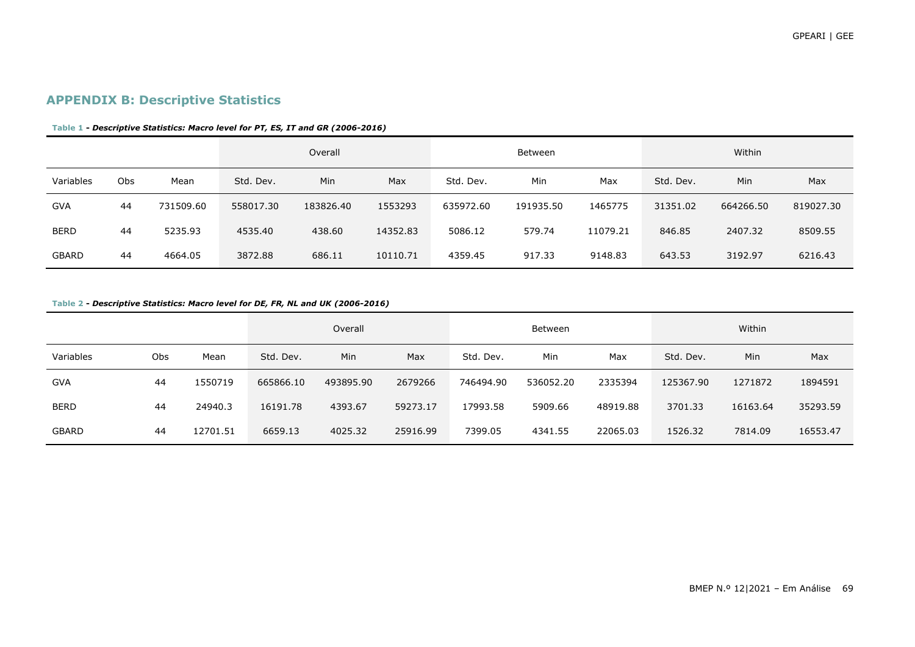## APPENDIX B: Descriptive Statistics

**Table 1** - ***Descriptive Statistics: Macro level for PT, ES, IT and GR (2006-2016)***

| | | | Overall | | | Between | | | Within | | |
|---|---|---|---|---|---|---|---|---|---|---|---|
| Variables | Obs | Mean | Std. Dev. | Min | Max | Std. Dev. | Min | Max | Std. Dev. | Min | Max |
| GVA | 44 | 731509.60 | 558017.30 | 183826.40 | 1553293 | 635972.60 | 191935.50 | 1465775 | 31351.02 | 664266.50 | 819027.30 |
| BERD | 44 | 5235.93 | 4535.40 | 438.60 | 14352.83 | 5086.12 | 579.74 | 11079.21 | 846.85 | 2407.32 | 8509.55 |
| GBARD | 44 | 4664.05 | 3872.88 | 686.11 | 10110.71 | 4359.45 | 917.33 | 9148.83 | 643.53 | 3192.97 | 6216.43 |

**Table 2** - ***Descriptive Statistics: Macro level for DE, FR, NL and UK (2006-2016)***

| | | | Overall | | | Between | | | Within | | |
|---|---|---|---|---|---|---|---|---|---|---|---|
| Variables | Obs | Mean | Std. Dev. | Min | Max | Std. Dev. | Min | Max | Std. Dev. | Min | Max |
| GVA | 44 | 1550719 | 665866.10 | 493895.90 | 2679266 | 746494.90 | 536052.20 | 2335394 | 125367.90 | 1271872 | 1894591 |
| BERD | 44 | 24940.3 | 16191.78 | 4393.67 | 59273.17 | 17993.58 | 5909.66 | 48919.88 | 3701.33 | 16163.64 | 35293.59 |
| GBARD | 44 | 12701.51 | 6659.13 | 4025.32 | 25916.99 | 7399.05 | 4341.55 | 22065.03 | 1526.32 | 7814.09 | 16553.47 |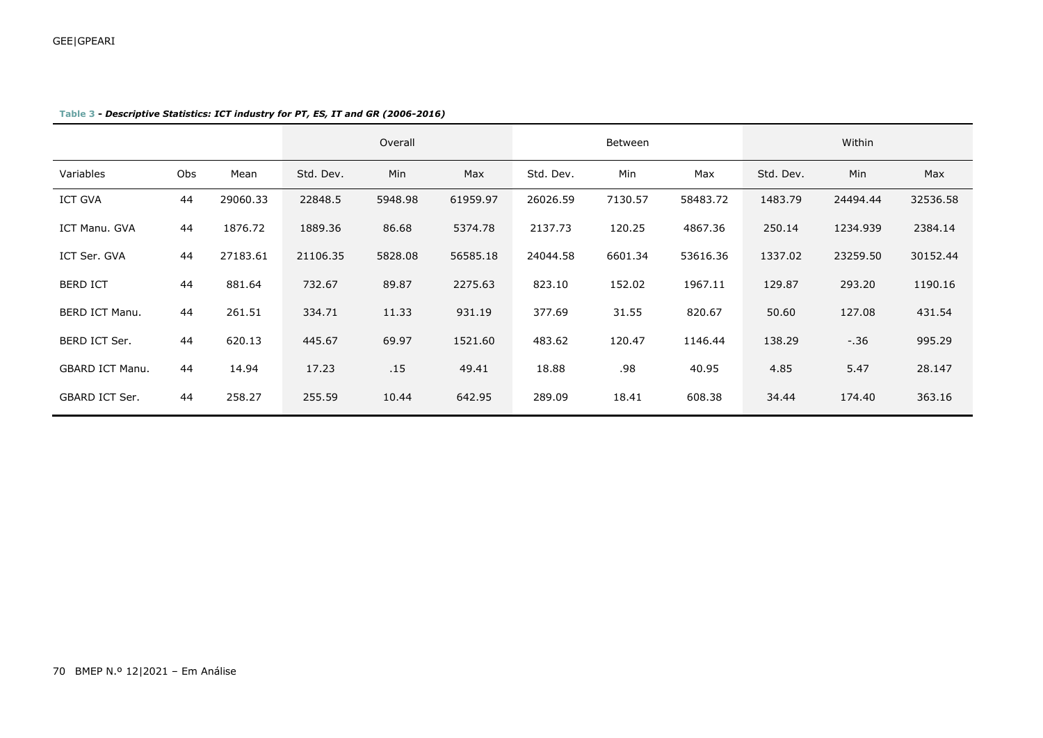**Table 3** - ***Descriptive Statistics: ICT industry for PT, ES, IT and GR (2006-2016)***

| | | | Overall | | | Between | | | Within | | |
|---|---|---|---|---|---|---|---|---|---|---|---|
| Variables | Obs | Mean | Std. Dev. | Min | Max | Std. Dev. | Min | Max | Std. Dev. | Min | Max |
| ICT GVA | 44 | 29060.33 | 22848.5 | 5948.98 | 61959.97 | 26026.59 | 7130.57 | 58483.72 | 1483.79 | 24494.44 | 32536.58 |
| ICT Manu. GVA | 44 | 1876.72 | 1889.36 | 86.68 | 5374.78 | 2137.73 | 120.25 | 4867.36 | 250.14 | 1234.939 | 2384.14 |
| ICT Ser. GVA | 44 | 27183.61 | 21106.35 | 5828.08 | 56585.18 | 24044.58 | 6601.34 | 53616.36 | 1337.02 | 23259.50 | 30152.44 |
| BERD ICT | 44 | 881.64 | 732.67 | 89.87 | 2275.63 | 823.10 | 152.02 | 1967.11 | 129.87 | 293.20 | 1190.16 |
| BERD ICT Manu. | 44 | 261.51 | 334.71 | 11.33 | 931.19 | 377.69 | 31.55 | 820.67 | 50.60 | 127.08 | 431.54 |
| BERD ICT Ser. | 44 | 620.13 | 445.67 | 69.97 | 1521.60 | 483.62 | 120.47 | 1146.44 | 138.29 | -.36 | 995.29 |
| GBARD ICT Manu. | 44 | 14.94 | 17.23 | .15 | 49.41 | 18.88 | .98 | 40.95 | 4.85 | 5.47 | 28.147 |
| GBARD ICT Ser. | 44 | 258.27 | 255.59 | 10.44 | 642.95 | 289.09 | 18.41 | 608.38 | 34.44 | 174.40 | 363.16 |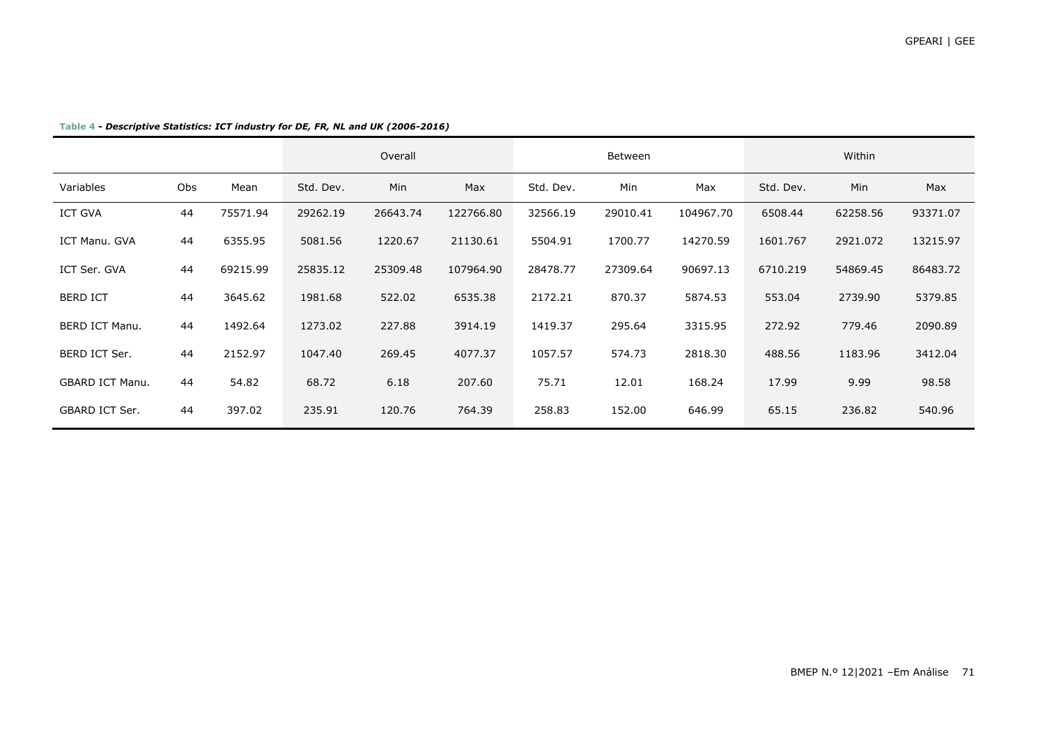**Table 4 - *Descriptive Statistics: ICT industry for DE, FR, NL and UK (2006-2016)***

| | | | Overall | | | Between | | | Within | | |
|---|---|---|---|---|---|---|---|---|---|---|---|
| Variables | Obs | Mean | Std. Dev. | Min | Max | Std. Dev. | Min | Max | Std. Dev. | Min | Max |
| ICT GVA | 44 | 75571.94 | 29262.19 | 26643.74 | 122766.80 | 32566.19 | 29010.41 | 104967.70 | 6508.44 | 62258.56 | 93371.07 |
| ICT Manu. GVA | 44 | 6355.95 | 5081.56 | 1220.67 | 21130.61 | 5504.91 | 1700.77 | 14270.59 | 1601.767 | 2921.072 | 13215.97 |
| ICT Ser. GVA | 44 | 69215.99 | 25835.12 | 25309.48 | 107964.90 | 28478.77 | 27309.64 | 90697.13 | 6710.219 | 54869.45 | 86483.72 |
| BERD ICT | 44 | 3645.62 | 1981.68 | 522.02 | 6535.38 | 2172.21 | 870.37 | 5874.53 | 553.04 | 2739.90 | 5379.85 |
| BERD ICT Manu. | 44 | 1492.64 | 1273.02 | 227.88 | 3914.19 | 1419.37 | 295.64 | 3315.95 | 272.92 | 779.46 | 2090.89 |
| BERD ICT Ser. | 44 | 2152.97 | 1047.40 | 269.45 | 4077.37 | 1057.57 | 574.73 | 2818.30 | 488.56 | 1183.96 | 3412.04 |
| GBARD ICT Manu. | 44 | 54.82 | 68.72 | 6.18 | 207.60 | 75.71 | 12.01 | 168.24 | 17.99 | 9.99 | 98.58 |
| GBARD ICT Ser. | 44 | 397.02 | 235.91 | 120.76 | 764.39 | 258.83 | 152.00 | 646.99 | 65.15 | 236.82 | 540.96 |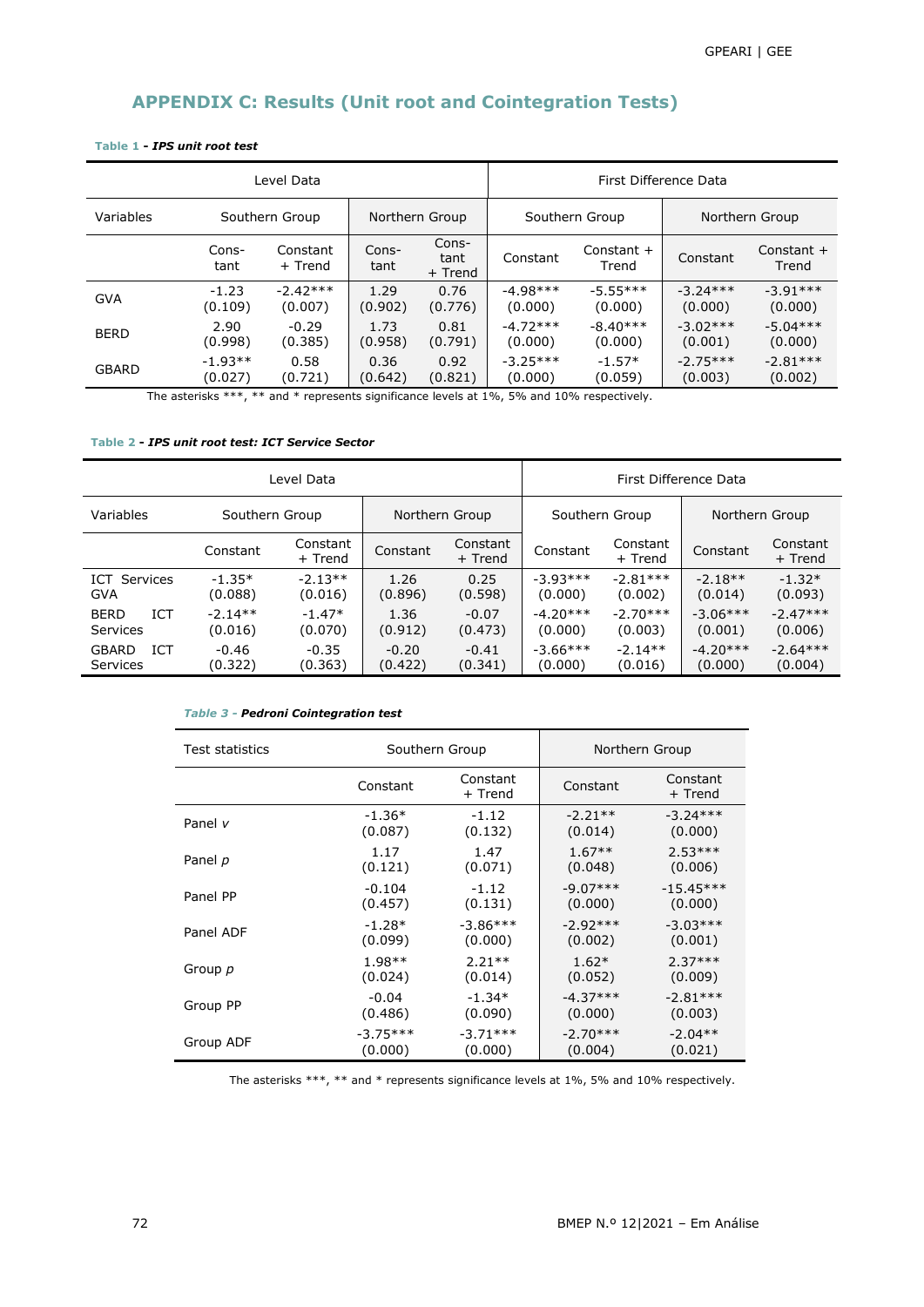## APPENDIX C: Results (Unit root and Cointegration Tests)

**Table 1** - ***IPS unit root test***

| | Level Data | | | | First Difference Data | | | |
|---|---|---|---|---|---|---|---|---|
| Variables | Southern Group | | Northern Group | | Southern Group | | Northern Group | |
| | Constant | Constant + Trend | Constant | Constant + Trend | Constant | Constant + Trend | Constant | Constant + Trend |
| GVA | -1.23 (0.109) | -2.42*** (0.007) | 1.29 (0.902) | 0.76 (0.776) | -4.98*** (0.000) | -5.55*** (0.000) | -3.24*** (0.000) | -3.91*** (0.000) |
| BERD | 2.90 (0.998) | -0.29 (0.385) | 1.73 (0.958) | 0.81 (0.791) | -4.72*** (0.000) | -8.40*** (0.000) | -3.02*** (0.001) | -5.04*** (0.000) |
| GBARD | -1.93** (0.027) | 0.58 (0.721) | 0.36 (0.642) | 0.92 (0.821) | -3.25*** (0.000) | -1.57* (0.059) | -2.75*** (0.003) | -2.81*** (0.002) |

The asterisks ***, ** and * represents significance levels at 1%, 5% and 10% respectively.

**Table 2** - ***IPS unit root test: ICT Service Sector***

| | Level Data | | | | First Difference Data | | | |
|---|---|---|---|---|---|---|---|---|
| Variables | Southern Group | | Northern Group | | Southern Group | | Northern Group | |
| | Constant | Constant + Trend | Constant | Constant + Trend | Constant | Constant + Trend | Constant | Constant + Trend |
| ICT Services GVA | -1.35* (0.088) | -2.13** (0.016) | 1.26 (0.896) | 0.25 (0.598) | -3.93*** (0.000) | -2.81*** (0.002) | -2.18** (0.014) | -1.32* (0.093) |
| BERD ICT Services | -2.14** (0.016) | -1.47* (0.070) | 1.36 (0.912) | -0.07 (0.473) | -4.20*** (0.000) | -2.70*** (0.003) | -3.06*** (0.001) | -2.47*** (0.006) |
| GBARD ICT Services | -0.46 (0.322) | -0.35 (0.363) | -0.20 (0.422) | -0.41 (0.341) | -3.66*** (0.000) | -2.14** (0.016) | -4.20*** (0.000) | -2.64*** (0.004) |

***Table 3*** - ***Pedroni Cointegration test***

| Test statistics | Southern Group | | Northern Group | |
|---|---|---|---|---|
| | Constant | Constant + Trend | Constant | Constant + Trend |
| Panel *v* | -1.36* (0.087) | -1.12 (0.132) | -2.21** (0.014) | -3.24*** (0.000) |
| Panel *p* | 1.17 (0.121) | 1.47 (0.071) | 1.67** (0.048) | 2.53*** (0.006) |
| Panel PP | -0.104 (0.457) | -1.12 (0.131) | -9.07*** (0.000) | -15.45*** (0.000) |
| Panel ADF | -1.28* (0.099) | -3.86*** (0.000) | -2.92*** (0.002) | -3.03*** (0.001) |
| Group *p* | 1.98** (0.024) | 2.21** (0.014) | 1.62* (0.052) | 2.37*** (0.009) |
| Group PP | -0.04 (0.486) | -1.34* (0.090) | -4.37*** (0.000) | -2.81*** (0.003) |
| Group ADF | -3.75*** (0.000) | -3.71*** (0.000) | -2.70*** (0.004) | -2.04** (0.021) |

The asterisks ***, ** and * represents significance levels at 1%, 5% and 10% respectively.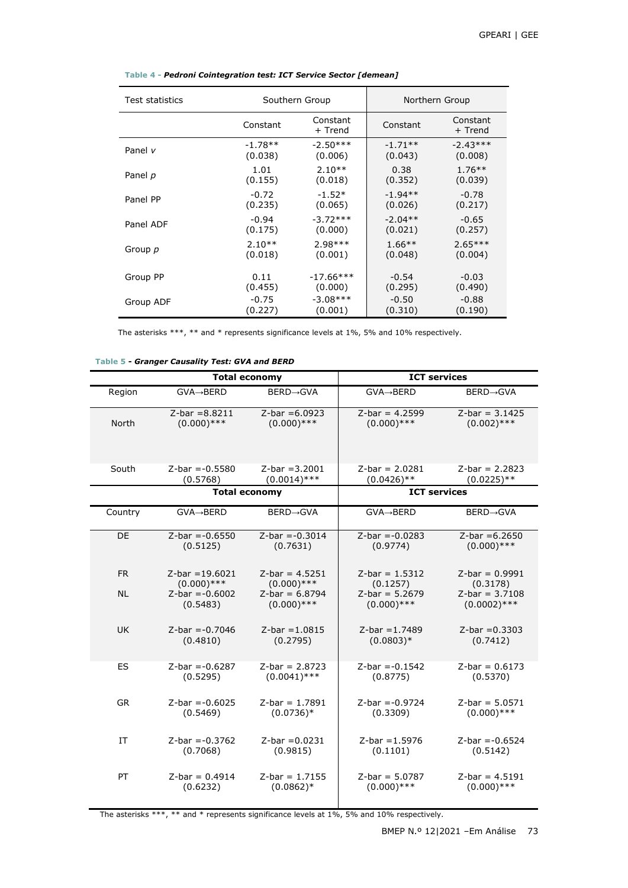**Table 4 - *Pedroni Cointegration test: ICT Service Sector [demean]***

| Test statistics | Southern Group | | Northern Group | |
|---|---|---|---|---|
| | Constant | Constant + Trend | Constant | Constant + Trend |
| Panel *v* | -1.78** (0.038) | -2.50*** (0.006) | -1.71** (0.043) | -2.43*** (0.008) |
| Panel *p* | 1.01 (0.155) | 2.10** (0.018) | 0.38 (0.352) | 1.76** (0.039) |
| Panel PP | -0.72 (0.235) | -1.52* (0.065) | -1.94** (0.026) | -0.78 (0.217) |
| Panel ADF | -0.94 (0.175) | -3.72*** (0.000) | -2.04** (0.021) | -0.65 (0.257) |
| Group *p* | 2.10** (0.018) | 2.98*** (0.001) | 1.66** (0.048) | 2.65*** (0.004) |
| Group PP | 0.11 (0.455) | -17.66*** (0.000) | -0.54 (0.295) | -0.03 (0.490) |
| Group ADF | -0.75 (0.227) | -3.08*** (0.001) | -0.50 (0.310) | -0.88 (0.190) |

The asterisks ***, ** and * represents significance levels at 1%, 5% and 10% respectively.

**Table 5 - *Granger Causality Test: GVA and BERD***

| | Total economy | | ICT services | |
|---|---|---|---|---|
| Region | GVA→BERD | BERD→GVA | GVA→BERD | BERD→GVA |
| North | Z-bar =8.8211 (0.000)*** | Z-bar =6.0923 (0.000)*** | Z-bar = 4.2599 (0.000)*** | Z-bar = 3.1425 (0.002)*** |
| South | Z-bar =-0.5580 (0.5768) | Z-bar =3.2001 (0.0014)*** | Z-bar = 2.0281 (0.0426)** | Z-bar = 2.2823 (0.0225)** |
| | **Total economy** | | **ICT services** | |
| Country | GVA→BERD | BERD→GVA | GVA→BERD | BERD→GVA |
| DE | Z-bar =-0.6550 (0.5125) | Z-bar =-0.3014 (0.7631) | Z-bar =-0.0283 (0.9774) | Z-bar =6.2650 (0.000)*** |
| FR | Z-bar =19.6021 (0.000)*** | Z-bar = 4.5251 (0.000)*** | Z-bar = 1.5312 (0.1257) | Z-bar = 0.9991 (0.3178) |
| NL | Z-bar =-0.6002 (0.5483) | Z-bar = 6.8794 (0.000)*** | Z-bar = 5.2679 (0.000)*** | Z-bar = 3.7108 (0.0002)*** |
| UK | Z-bar =-0.7046 (0.4810) | Z-bar =1.0815 (0.2795) | Z-bar =1.7489 (0.0803)* | Z-bar =0.3303 (0.7412) |
| ES | Z-bar =-0.6287 (0.5295) | Z-bar = 2.8723 (0.0041)*** | Z-bar =-0.1542 (0.8775) | Z-bar = 0.6173 (0.5370) |
| GR | Z-bar =-0.6025 (0.5469) | Z-bar = 1.7891 (0.0736)* | Z-bar =-0.9724 (0.3309) | Z-bar = 5.0571 (0.000)*** |
| IT | Z-bar =-0.3762 (0.7068) | Z-bar =0.0231 (0.9815) | Z-bar =1.5976 (0.1101) | Z-bar =-0.6524 (0.5142) |
| PT | Z-bar = 0.4914 (0.6232) | Z-bar = 1.7155 (0.0862)* | Z-bar = 5.0787 (0.000)*** | Z-bar = 4.5191 (0.000)*** |

The asterisks ***, ** and * represents significance levels at 1%, 5% and 10% respectively.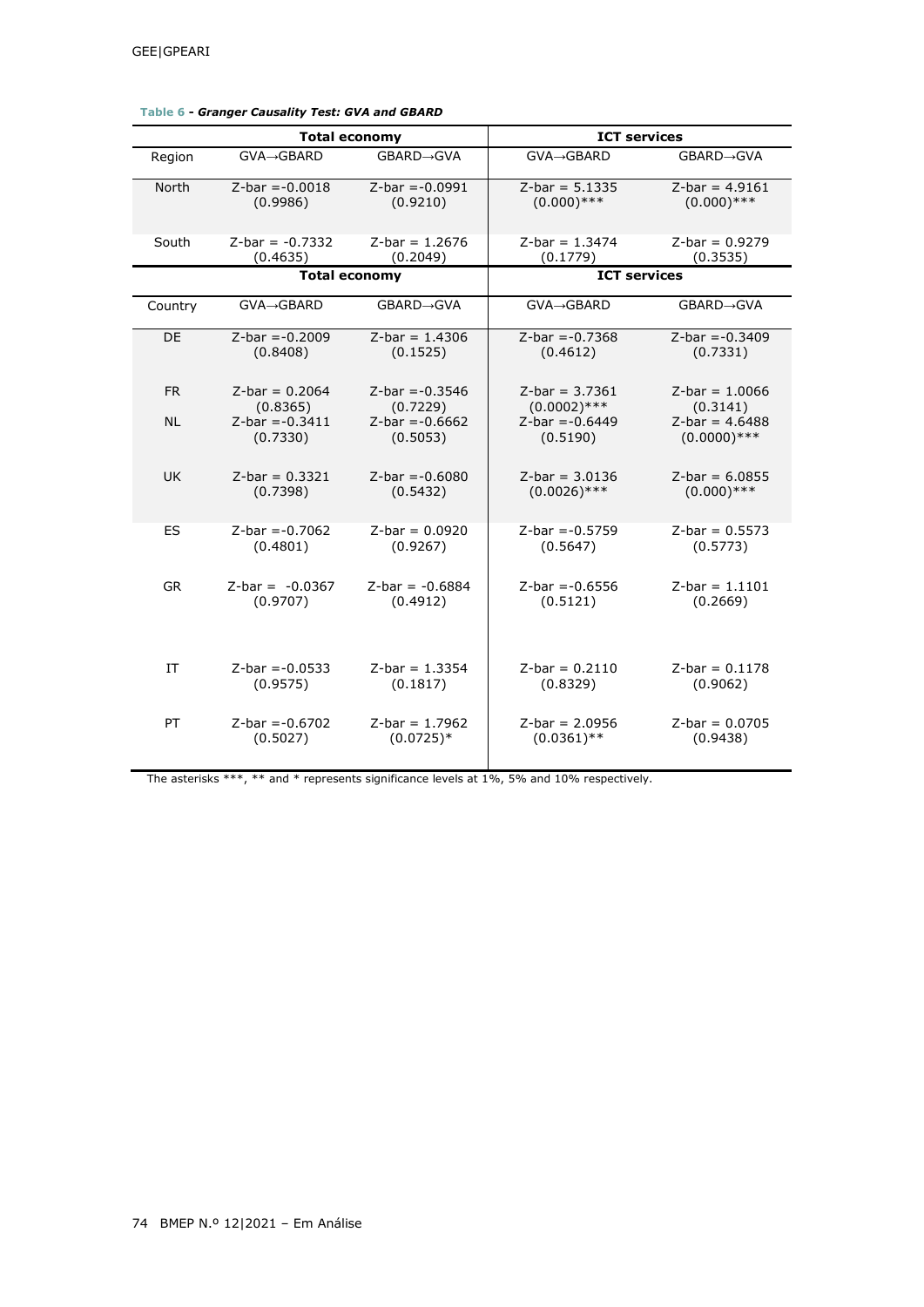**Table 6 - *Granger Causality Test: GVA and GBARD***

| | Total economy | | ICT services | |
|---|---|---|---|---|
| Region | GVA→GBARD | GBARD→GVA | GVA→GBARD | GBARD→GVA |
| North | Z-bar =-0.0018 (0.9986) | Z-bar =-0.0991 (0.9210) | Z-bar = 5.1335 (0.000)*** | Z-bar = 4.9161 (0.000)*** |
| South | Z-bar = -0.7332 (0.4635) | Z-bar = 1.2676 (0.2049) | Z-bar = 1.3474 (0.1779) | Z-bar = 0.9279 (0.3535) |
| | **Total economy** | | **ICT services** | |
| Country | GVA→GBARD | GBARD→GVA | GVA→GBARD | GBARD→GVA |
| DE | Z-bar =-0.2009 (0.8408) | Z-bar = 1.4306 (0.1525) | Z-bar =-0.7368 (0.4612) | Z-bar =-0.3409 (0.7331) |
| FR | Z-bar = 0.2064 (0.8365) | Z-bar =-0.3546 (0.7229) | Z-bar = 3.7361 (0.0002)*** | Z-bar = 1.0066 (0.3141) |
| NL | Z-bar =-0.3411 (0.7330) | Z-bar =-0.6662 (0.5053) | Z-bar =-0.6449 (0.5190) | Z-bar = 4.6488 (0.0000)*** |
| UK | Z-bar = 0.3321 (0.7398) | Z-bar =-0.6080 (0.5432) | Z-bar = 3.0136 (0.0026)*** | Z-bar = 6.0855 (0.000)*** |
| ES | Z-bar =-0.7062 (0.4801) | Z-bar = 0.0920 (0.9267) | Z-bar =-0.5759 (0.5647) | Z-bar = 0.5573 (0.5773) |
| GR | Z-bar = -0.0367 (0.9707) | Z-bar = -0.6884 (0.4912) | Z-bar =-0.6556 (0.5121) | Z-bar = 1.1101 (0.2669) |
| IT | Z-bar =-0.0533 (0.9575) | Z-bar = 1.3354 (0.1817) | Z-bar = 0.2110 (0.8329) | Z-bar = 0.1178 (0.9062) |
| PT | Z-bar =-0.6702 (0.5027) | Z-bar = 1.7962 (0.0725)* | Z-bar = 2.0956 (0.0361)** | Z-bar = 0.0705 (0.9438) |

The asterisks ***, ** and * represents significance levels at 1%, 5% and 10% respectively.